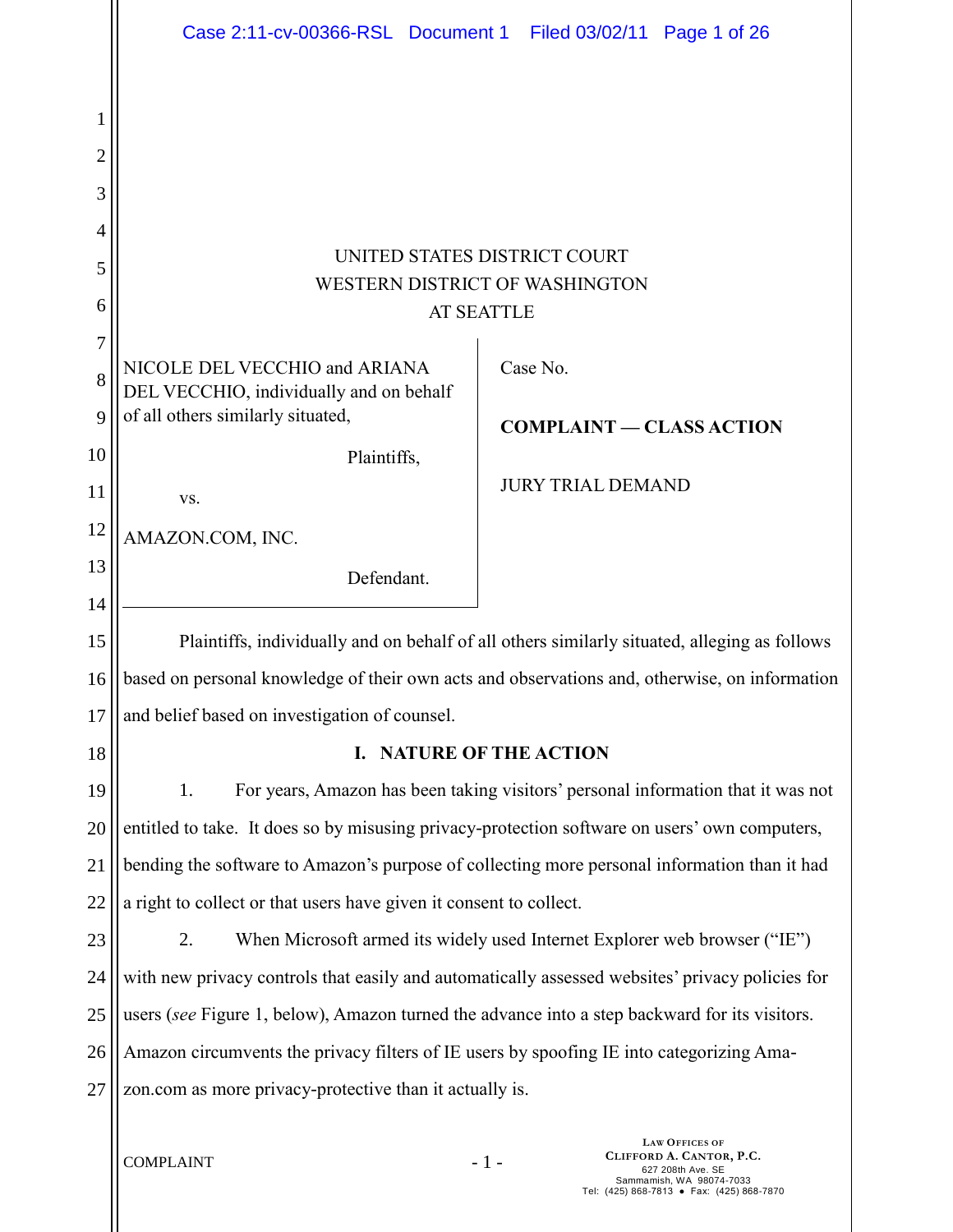UNITED STATES DISTRICT COURT
WESTERN DISTRICT OF WASHINGTON
AT SEATTLE

| | |
|---|---|
| NICOLE DEL VECCHIO and ARIANA DEL VECCHIO, individually and on behalf of all others similarly situated,<br><br>Plaintiffs,<br><br>vs.<br><br>AMAZON.COM, INC.<br><br>Defendant. | Case No.<br><br>**COMPLAINT — CLASS ACTION**<br><br>JURY TRIAL DEMAND |

Plaintiffs, individually and on behalf of all others similarly situated, alleging as follows based on personal knowledge of their own acts and observations and, otherwise, on information and belief based on investigation of counsel.

## I. NATURE OF THE ACTION

1. For years, Amazon has been taking visitors' personal information that it was not entitled to take. It does so by misusing privacy-protection software on users' own computers, bending the software to Amazon's purpose of collecting more personal information than it had a right to collect or that users have given it consent to collect.

2. When Microsoft armed its widely used Internet Explorer web browser ("IE") with new privacy controls that easily and automatically assessed websites' privacy policies for users (*see* Figure 1, below), Amazon turned the advance into a step backward for its visitors. Amazon circumvents the privacy filters of IE users by spoofing IE into categorizing Amazon.com as more privacy-protective than it actually is.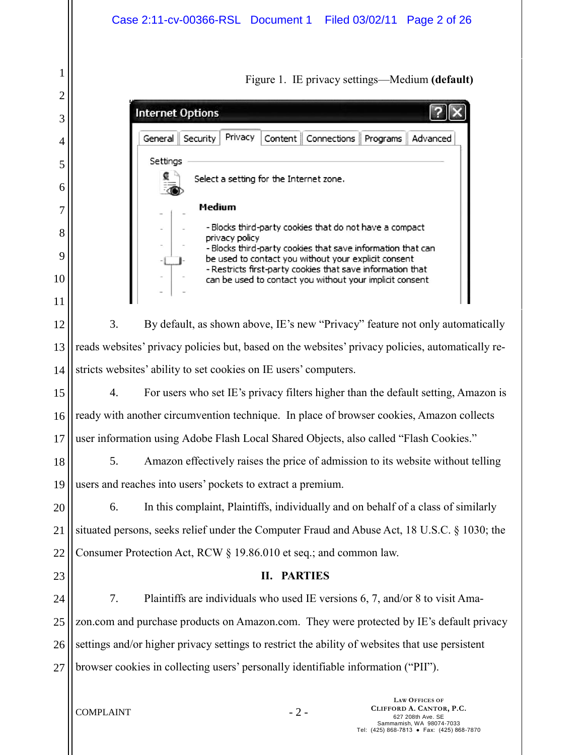Figure 1. IE privacy settings—Medium **(default)**

Internet Options

General | Security | Privacy | Content | Connections | Programs | Advanced

Settings

Select a setting for the Internet zone.

**Medium**

- Blocks third-party cookies that do not have a compact privacy policy
- Blocks third-party cookies that save information that can be used to contact you without your explicit consent
- Restricts first-party cookies that save information that can be used to contact you without your implicit consent

3. By default, as shown above, IE's new "Privacy" feature not only automatically reads websites' privacy policies but, based on the websites' privacy policies, automatically restricts websites' ability to set cookies on IE users' computers.

4. For users who set IE's privacy filters higher than the default setting, Amazon is ready with another circumvention technique. In place of browser cookies, Amazon collects user information using Adobe Flash Local Shared Objects, also called "Flash Cookies."

5. Amazon effectively raises the price of admission to its website without telling users and reaches into users' pockets to extract a premium.

6. In this complaint, Plaintiffs, individually and on behalf of a class of similarly situated persons, seeks relief under the Computer Fraud and Abuse Act, 18 U.S.C. § 1030; the Consumer Protection Act, RCW § 19.86.010 et seq.; and common law.

## II. PARTIES

7. Plaintiffs are individuals who used IE versions 6, 7, and/or 8 to visit Amazon.com and purchase products on Amazon.com. They were protected by IE's default privacy settings and/or higher privacy settings to restrict the ability of websites that use persistent browser cookies in collecting users' personally identifiable information ("PII").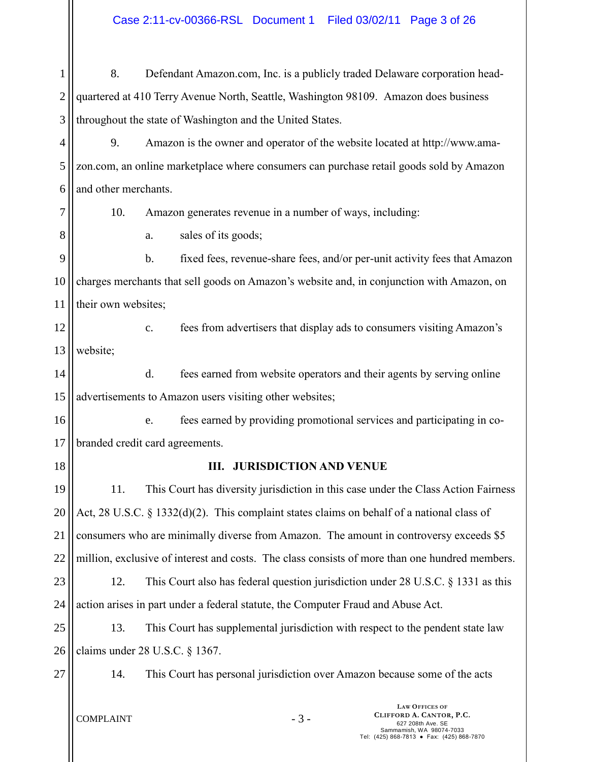8. Defendant Amazon.com, Inc. is a publicly traded Delaware corporation headquartered at 410 Terry Avenue North, Seattle, Washington 98109. Amazon does business throughout the state of Washington and the United States.

9. Amazon is the owner and operator of the website located at http://www.amazon.com, an online marketplace where consumers can purchase retail goods sold by Amazon and other merchants.

10. Amazon generates revenue in a number of ways, including:

a. sales of its goods;

b. fixed fees, revenue-share fees, and/or per-unit activity fees that Amazon charges merchants that sell goods on Amazon's website and, in conjunction with Amazon, on their own websites;

c. fees from advertisers that display ads to consumers visiting Amazon's website;

d. fees earned from website operators and their agents by serving online advertisements to Amazon users visiting other websites;

e. fees earned by providing promotional services and participating in co-branded credit card agreements.

## III. JURISDICTION AND VENUE

11. This Court has diversity jurisdiction in this case under the Class Action Fairness Act, 28 U.S.C. § 1332(d)(2). This complaint states claims on behalf of a national class of consumers who are minimally diverse from Amazon. The amount in controversy exceeds $5 million, exclusive of interest and costs. The class consists of more than one hundred members.

12. This Court also has federal question jurisdiction under 28 U.S.C. § 1331 as this action arises in part under a federal statute, the Computer Fraud and Abuse Act.

13. This Court has supplemental jurisdiction with respect to the pendent state law claims under 28 U.S.C. § 1367.

14. This Court has personal jurisdiction over Amazon because some of the acts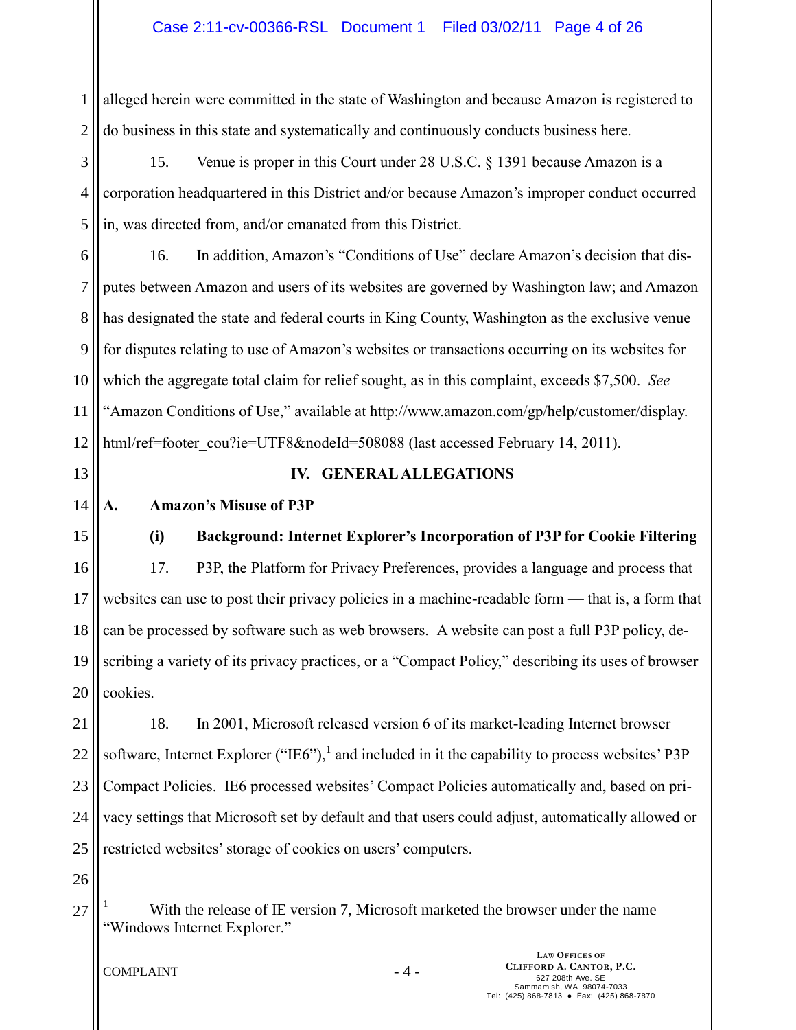alleged herein were committed in the state of Washington and because Amazon is registered to do business in this state and systematically and continuously conducts business here.

15. Venue is proper in this Court under 28 U.S.C. § 1391 because Amazon is a corporation headquartered in this District and/or because Amazon's improper conduct occurred in, was directed from, and/or emanated from this District.

16. In addition, Amazon's "Conditions of Use" declare Amazon's decision that disputes between Amazon and users of its websites are governed by Washington law; and Amazon has designated the state and federal courts in King County, Washington as the exclusive venue for disputes relating to use of Amazon's websites or transactions occurring on its websites for which the aggregate total claim for relief sought, as in this complaint, exceeds $7,500. *See* "Amazon Conditions of Use," available at http://www.amazon.com/gp/help/customer/display.html/ref=footer_cou?ie=UTF8&nodeId=508088 (last accessed February 14, 2011).

## IV. GENERAL ALLEGATIONS

### A. Amazon's Misuse of P3P

#### (i) Background: Internet Explorer's Incorporation of P3P for Cookie Filtering

17. P3P, the Platform for Privacy Preferences, provides a language and process that websites can use to post their privacy policies in a machine-readable form — that is, a form that can be processed by software such as web browsers. A website can post a full P3P policy, describing a variety of its privacy practices, or a "Compact Policy," describing its uses of browser cookies.

18. In 2001, Microsoft released version 6 of its market-leading Internet browser software, Internet Explorer ("IE6"),[1] and included in it the capability to process websites' P3P Compact Policies. IE6 processed websites' Compact Policies automatically and, based on privacy settings that Microsoft set by default and that users could adjust, automatically allowed or restricted websites' storage of cookies on users' computers.

[1] With the release of IE version 7, Microsoft marketed the browser under the name "Windows Internet Explorer."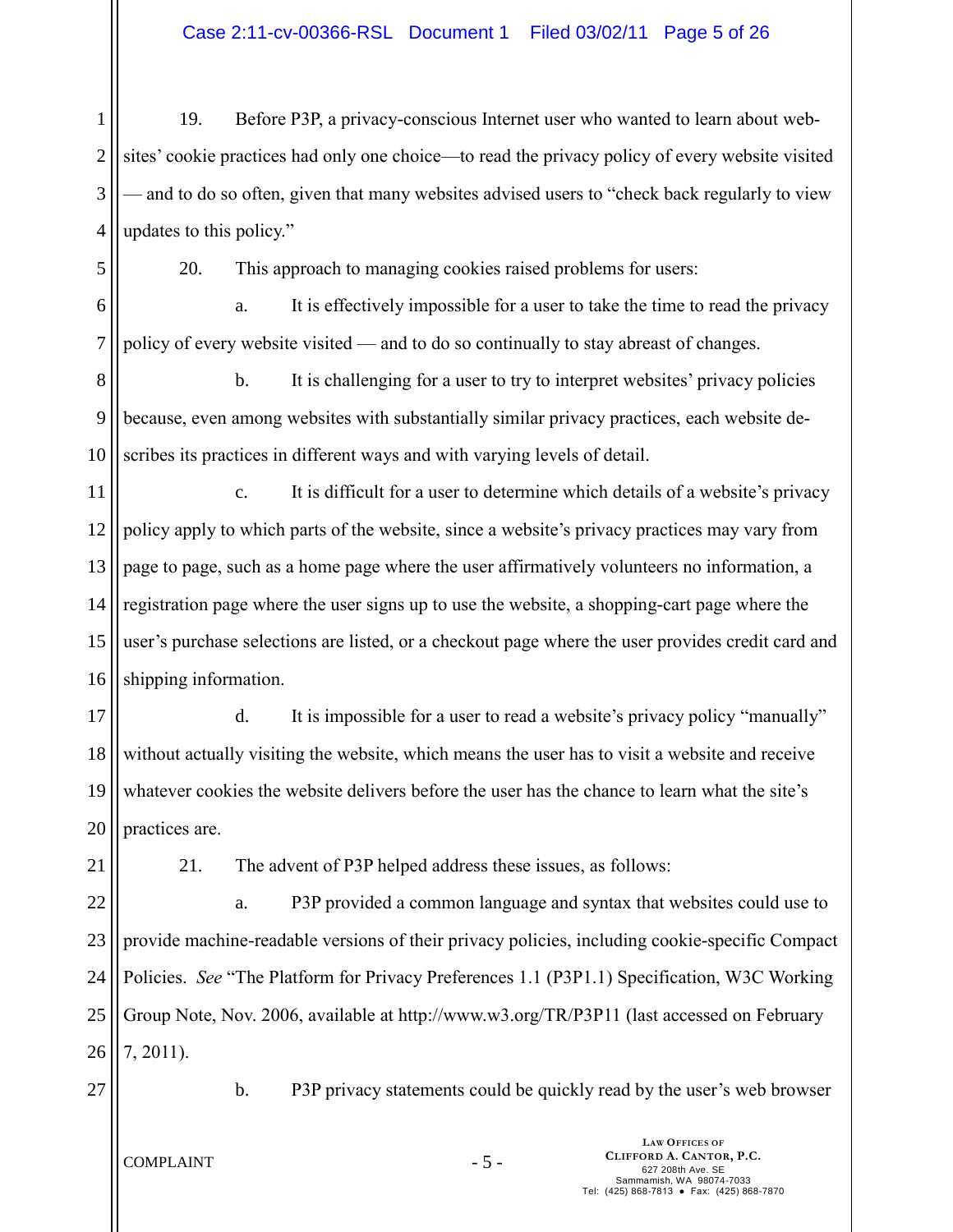19. Before P3P, a privacy-conscious Internet user who wanted to learn about websites' cookie practices had only one choice—to read the privacy policy of every website visited — and to do so often, given that many websites advised users to "check back regularly to view updates to this policy."

20. This approach to managing cookies raised problems for users:

a. It is effectively impossible for a user to take the time to read the privacy policy of every website visited — and to do so continually to stay abreast of changes.

b. It is challenging for a user to try to interpret websites' privacy policies because, even among websites with substantially similar privacy practices, each website describes its practices in different ways and with varying levels of detail.

c. It is difficult for a user to determine which details of a website's privacy policy apply to which parts of the website, since a website's privacy practices may vary from page to page, such as a home page where the user affirmatively volunteers no information, a registration page where the user signs up to use the website, a shopping-cart page where the user's purchase selections are listed, or a checkout page where the user provides credit card and shipping information.

d. It is impossible for a user to read a website's privacy policy "manually" without actually visiting the website, which means the user has to visit a website and receive whatever cookies the website delivers before the user has the chance to learn what the site's practices are.

21. The advent of P3P helped address these issues, as follows:

a. P3P provided a common language and syntax that websites could use to provide machine-readable versions of their privacy policies, including cookie-specific Compact Policies. *See* "The Platform for Privacy Preferences 1.1 (P3P1.1) Specification, W3C Working Group Note, Nov. 2006, available at http://www.w3.org/TR/P3P11 (last accessed on February 7, 2011).

b. P3P privacy statements could be quickly read by the user's web browser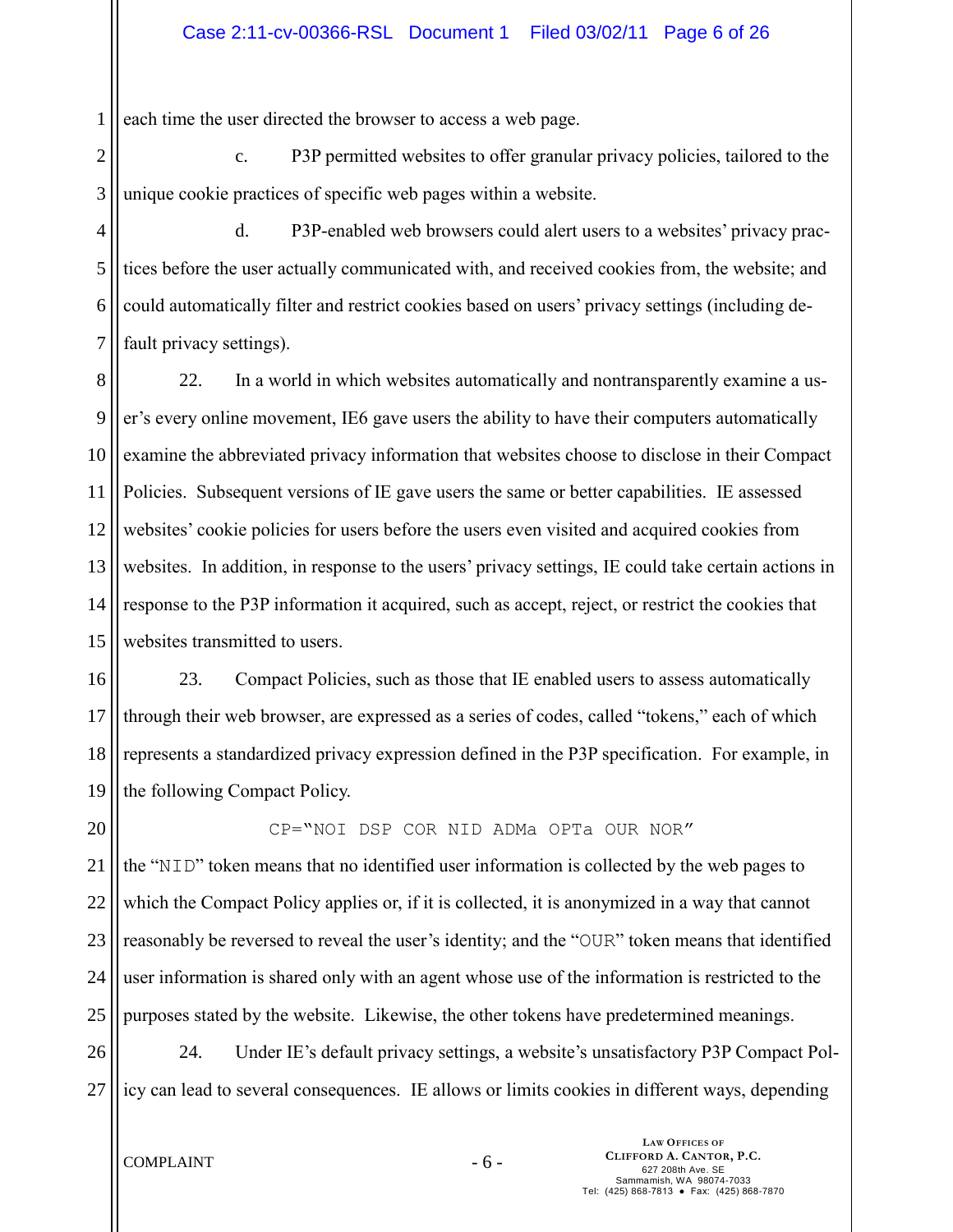each time the user directed the browser to access a web page.

c. P3P permitted websites to offer granular privacy policies, tailored to the unique cookie practices of specific web pages within a website.

d. P3P-enabled web browsers could alert users to a websites' privacy practices before the user actually communicated with, and received cookies from, the website; and could automatically filter and restrict cookies based on users' privacy settings (including default privacy settings).

22. In a world in which websites automatically and nontransparently examine a user's every online movement, IE6 gave users the ability to have their computers automatically examine the abbreviated privacy information that websites choose to disclose in their Compact Policies. Subsequent versions of IE gave users the same or better capabilities. IE assessed websites' cookie policies for users before the users even visited and acquired cookies from websites. In addition, in response to the users' privacy settings, IE could take certain actions in response to the P3P information it acquired, such as accept, reject, or restrict the cookies that websites transmitted to users.

23. Compact Policies, such as those that IE enabled users to assess automatically through their web browser, are expressed as a series of codes, called "tokens," each of which represents a standardized privacy expression defined in the P3P specification. For example, in the following Compact Policy.

```
CP="NOI DSP COR NID ADMa OPTa OUR NOR"
```

the "NID" token means that no identified user information is collected by the web pages to which the Compact Policy applies or, if it is collected, it is anonymized in a way that cannot reasonably be reversed to reveal the user's identity; and the "OUR" token means that identified user information is shared only with an agent whose use of the information is restricted to the purposes stated by the website. Likewise, the other tokens have predetermined meanings.

24. Under IE's default privacy settings, a website's unsatisfactory P3P Compact Policy can lead to several consequences. IE allows or limits cookies in different ways, depending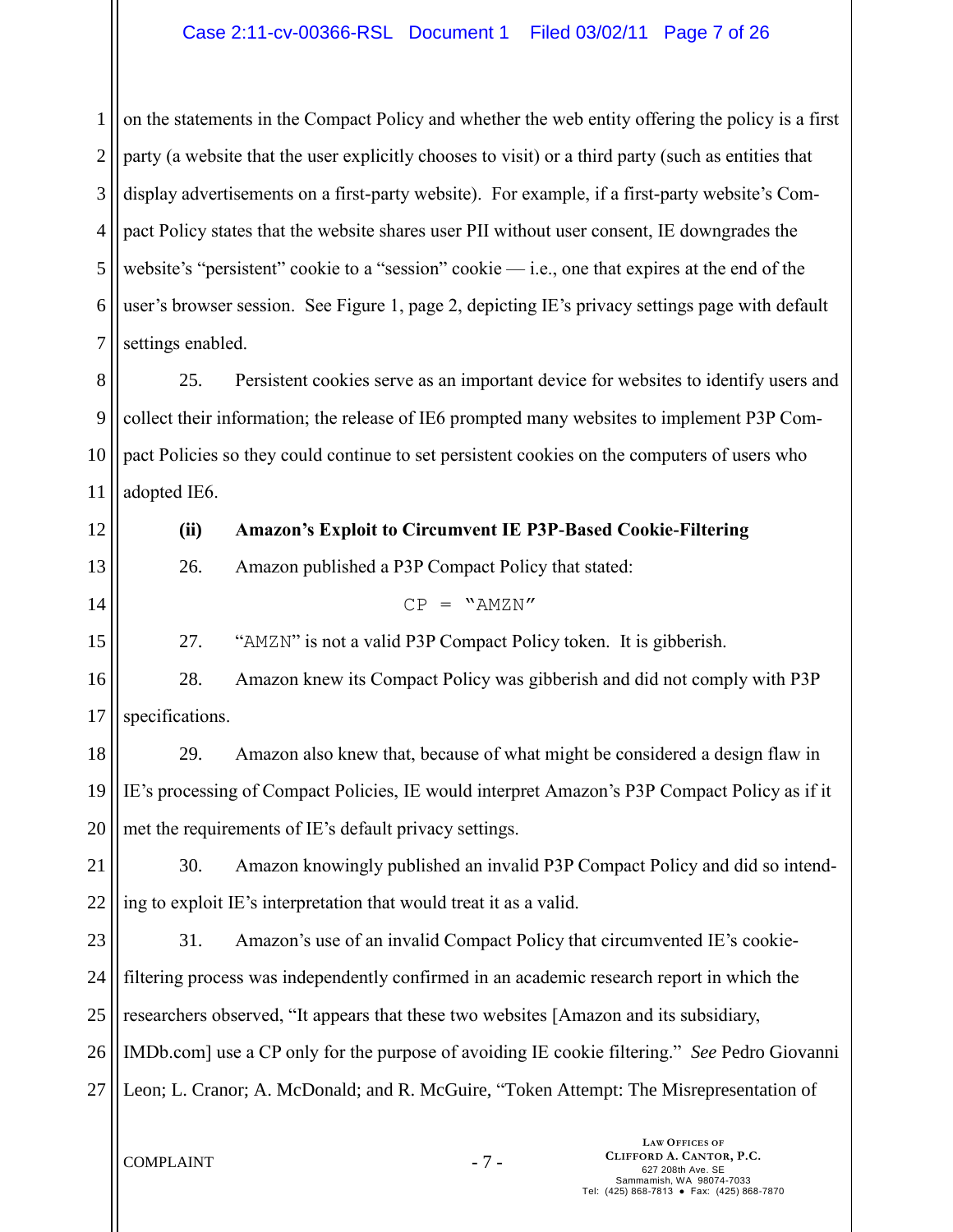on the statements in the Compact Policy and whether the web entity offering the policy is a first party (a website that the user explicitly chooses to visit) or a third party (such as entities that display advertisements on a first-party website). For example, if a first-party website's Compact Policy states that the website shares user PII without user consent, IE downgrades the website's "persistent" cookie to a "session" cookie — i.e., one that expires at the end of the user's browser session. See Figure 1, page 2, depicting IE's privacy settings page with default settings enabled.

25. Persistent cookies serve as an important device for websites to identify users and collect their information; the release of IE6 prompted many websites to implement P3P Compact Policies so they could continue to set persistent cookies on the computers of users who adopted IE6.

**(ii) Amazon's Exploit to Circumvent IE P3P-Based Cookie-Filtering**

26. Amazon published a P3P Compact Policy that stated:

```
CP = "AMZN"
```

27. "AMZN" is not a valid P3P Compact Policy token. It is gibberish.

28. Amazon knew its Compact Policy was gibberish and did not comply with P3P specifications.

29. Amazon also knew that, because of what might be considered a design flaw in IE's processing of Compact Policies, IE would interpret Amazon's P3P Compact Policy as if it met the requirements of IE's default privacy settings.

30. Amazon knowingly published an invalid P3P Compact Policy and did so intending to exploit IE's interpretation that would treat it as a valid.

31. Amazon's use of an invalid Compact Policy that circumvented IE's cookie-filtering process was independently confirmed in an academic research report in which the researchers observed, "It appears that these two websites [Amazon and its subsidiary, IMDb.com] use a CP only for the purpose of avoiding IE cookie filtering." *See* Pedro Giovanni Leon; L. Cranor; A. McDonald; and R. McGuire, "Token Attempt: The Misrepresentation of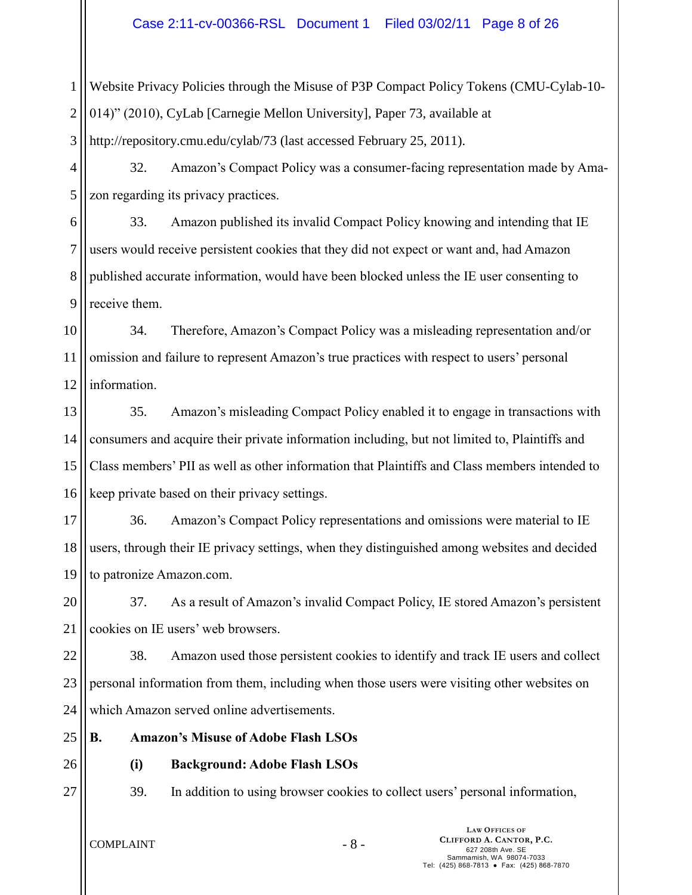Website Privacy Policies through the Misuse of P3P Compact Policy Tokens (CMU-Cylab-10-014)" (2010), CyLab [Carnegie Mellon University], Paper 73, available at http://repository.cmu.edu/cylab/73 (last accessed February 25, 2011).

32. Amazon's Compact Policy was a consumer-facing representation made by Amazon regarding its privacy practices.

33. Amazon published its invalid Compact Policy knowing and intending that IE users would receive persistent cookies that they did not expect or want and, had Amazon published accurate information, would have been blocked unless the IE user consenting to receive them.

34. Therefore, Amazon's Compact Policy was a misleading representation and/or omission and failure to represent Amazon's true practices with respect to users' personal information.

35. Amazon's misleading Compact Policy enabled it to engage in transactions with consumers and acquire their private information including, but not limited to, Plaintiffs and Class members' PII as well as other information that Plaintiffs and Class members intended to keep private based on their privacy settings.

36. Amazon's Compact Policy representations and omissions were material to IE users, through their IE privacy settings, when they distinguished among websites and decided to patronize Amazon.com.

37. As a result of Amazon's invalid Compact Policy, IE stored Amazon's persistent cookies on IE users' web browsers.

38. Amazon used those persistent cookies to identify and track IE users and collect personal information from them, including when those users were visiting other websites on which Amazon served online advertisements.

## B. Amazon's Misuse of Adobe Flash LSOs

### (i) Background: Adobe Flash LSOs

39. In addition to using browser cookies to collect users' personal information,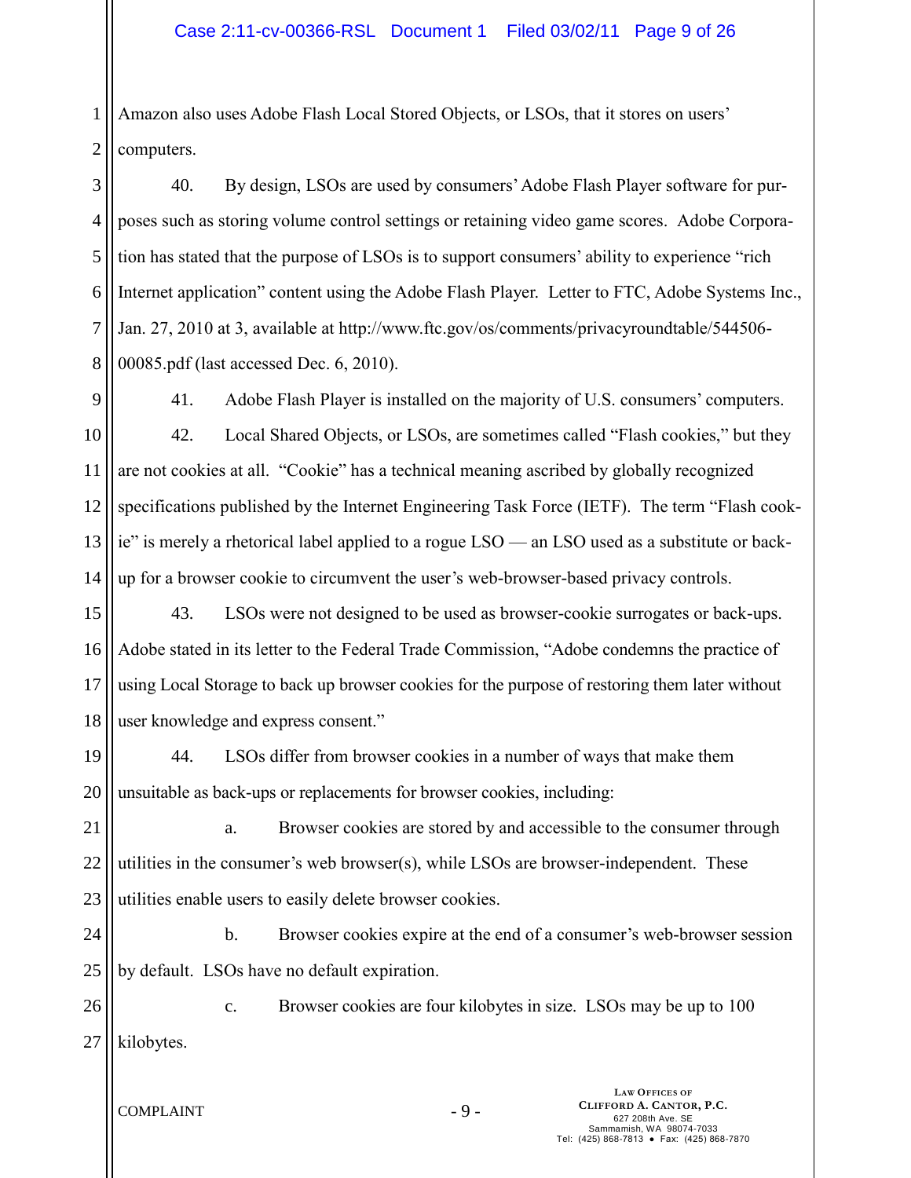Amazon also uses Adobe Flash Local Stored Objects, or LSOs, that it stores on users' computers.

40. By design, LSOs are used by consumers' Adobe Flash Player software for purposes such as storing volume control settings or retaining video game scores. Adobe Corporation has stated that the purpose of LSOs is to support consumers' ability to experience "rich Internet application" content using the Adobe Flash Player. Letter to FTC, Adobe Systems Inc., Jan. 27, 2010 at 3, available at http://www.ftc.gov/os/comments/privacyroundtable/544506-00085.pdf (last accessed Dec. 6, 2010).

41. Adobe Flash Player is installed on the majority of U.S. consumers' computers.

42. Local Shared Objects, or LSOs, are sometimes called "Flash cookies," but they are not cookies at all. "Cookie" has a technical meaning ascribed by globally recognized specifications published by the Internet Engineering Task Force (IETF). The term "Flash cookie" is merely a rhetorical label applied to a rogue LSO — an LSO used as a substitute or back-up for a browser cookie to circumvent the user's web-browser-based privacy controls.

43. LSOs were not designed to be used as browser-cookie surrogates or back-ups. Adobe stated in its letter to the Federal Trade Commission, "Adobe condemns the practice of using Local Storage to back up browser cookies for the purpose of restoring them later without user knowledge and express consent."

44. LSOs differ from browser cookies in a number of ways that make them unsuitable as back-ups or replacements for browser cookies, including:

a. Browser cookies are stored by and accessible to the consumer through utilities in the consumer's web browser(s), while LSOs are browser-independent. These utilities enable users to easily delete browser cookies.

b. Browser cookies expire at the end of a consumer's web-browser session by default. LSOs have no default expiration.

c. Browser cookies are four kilobytes in size. LSOs may be up to 100 kilobytes.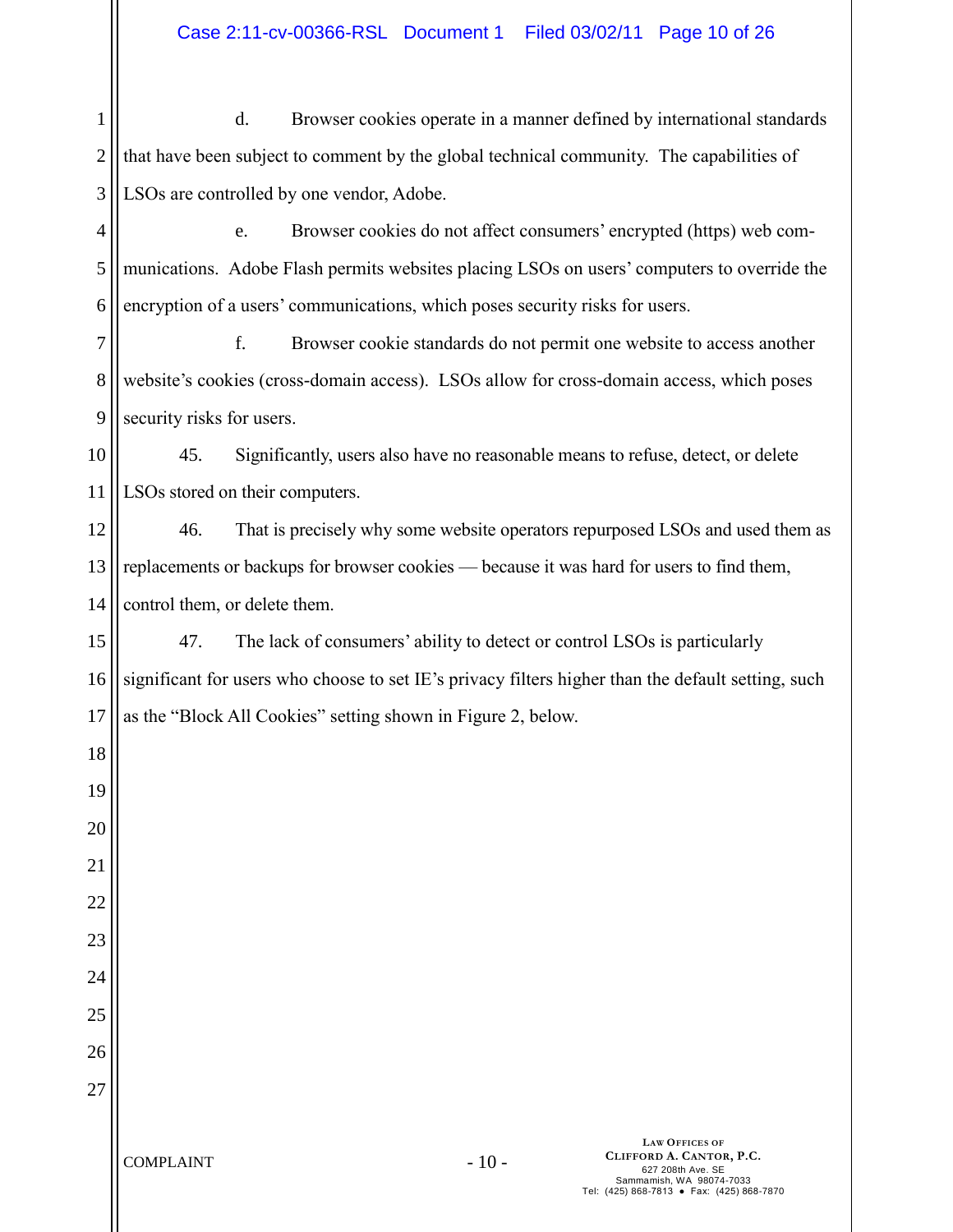d. Browser cookies operate in a manner defined by international standards that have been subject to comment by the global technical community. The capabilities of LSOs are controlled by one vendor, Adobe.

e. Browser cookies do not affect consumers' encrypted (https) web communications. Adobe Flash permits websites placing LSOs on users' computers to override the encryption of a users' communications, which poses security risks for users.

f. Browser cookie standards do not permit one website to access another website's cookies (cross-domain access). LSOs allow for cross-domain access, which poses security risks for users.

45. Significantly, users also have no reasonable means to refuse, detect, or delete LSOs stored on their computers.

46. That is precisely why some website operators repurposed LSOs and used them as replacements or backups for browser cookies — because it was hard for users to find them, control them, or delete them.

47. The lack of consumers' ability to detect or control LSOs is particularly significant for users who choose to set IE's privacy filters higher than the default setting, such as the "Block All Cookies" setting shown in Figure 2, below.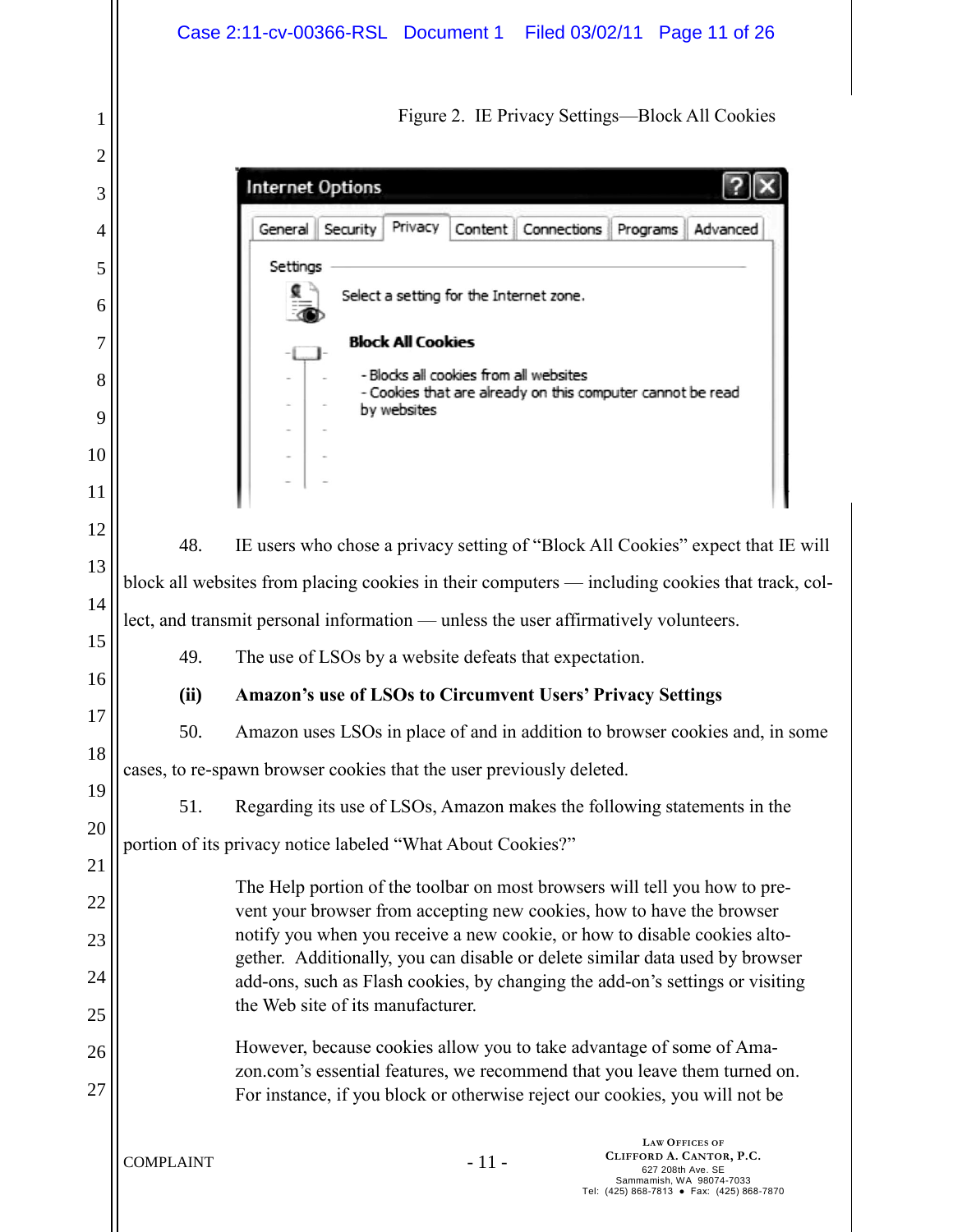Figure 2. IE Privacy Settings—Block All Cookies

48. IE users who chose a privacy setting of "Block All Cookies" expect that IE will block all websites from placing cookies in their computers — including cookies that track, collect, and transmit personal information — unless the user affirmatively volunteers.

49. The use of LSOs by a website defeats that expectation.

**(ii) Amazon's use of LSOs to Circumvent Users' Privacy Settings**

50. Amazon uses LSOs in place of and in addition to browser cookies and, in some cases, to re-spawn browser cookies that the user previously deleted.

51. Regarding its use of LSOs, Amazon makes the following statements in the portion of its privacy notice labeled "What About Cookies?"

> The Help portion of the toolbar on most browsers will tell you how to prevent your browser from accepting new cookies, how to have the browser notify you when you receive a new cookie, or how to disable cookies altogether. Additionally, you can disable or delete similar data used by browser add-ons, such as Flash cookies, by changing the add-on's settings or visiting the Web site of its manufacturer.
>
> However, because cookies allow you to take advantage of some of Amazon.com's essential features, we recommend that you leave them turned on. For instance, if you block or otherwise reject our cookies, you will not be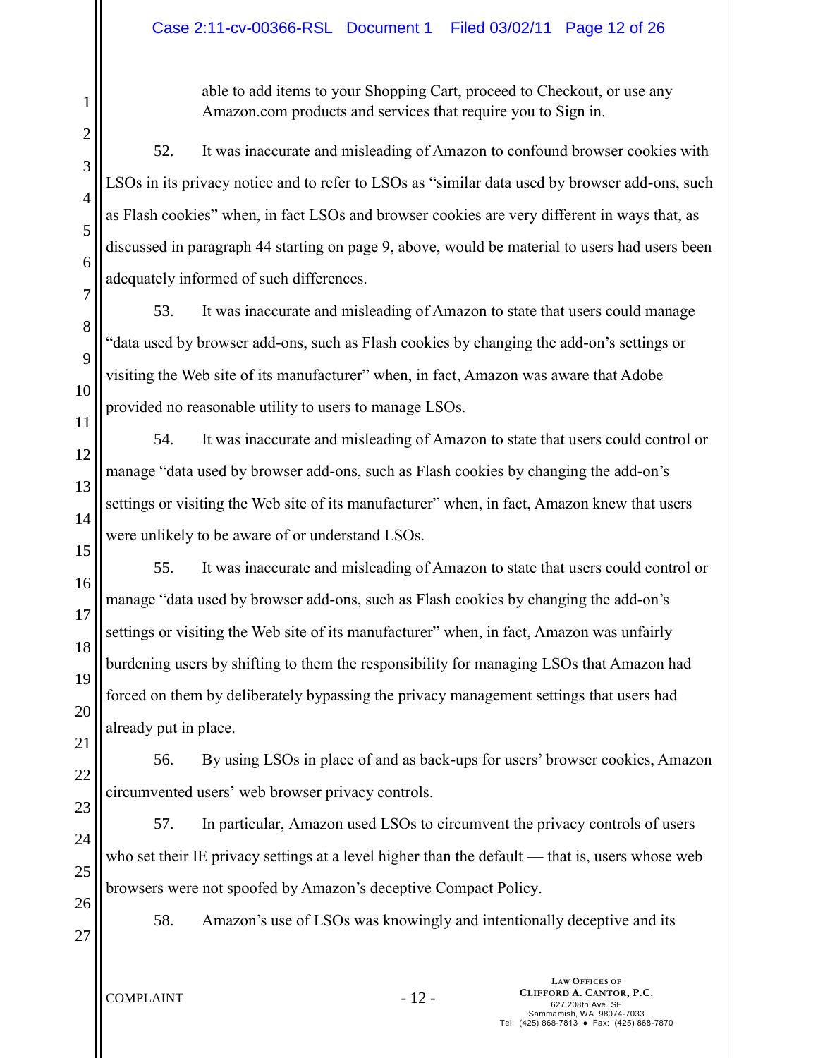able to add items to your Shopping Cart, proceed to Checkout, or use any Amazon.com products and services that require you to Sign in.

52. It was inaccurate and misleading of Amazon to confound browser cookies with LSOs in its privacy notice and to refer to LSOs as "similar data used by browser add-ons, such as Flash cookies" when, in fact LSOs and browser cookies are very different in ways that, as discussed in paragraph 44 starting on page 9, above, would be material to users had users been adequately informed of such differences.

53. It was inaccurate and misleading of Amazon to state that users could manage "data used by browser add-ons, such as Flash cookies by changing the add-on's settings or visiting the Web site of its manufacturer" when, in fact, Amazon was aware that Adobe provided no reasonable utility to users to manage LSOs.

54. It was inaccurate and misleading of Amazon to state that users could control or manage "data used by browser add-ons, such as Flash cookies by changing the add-on's settings or visiting the Web site of its manufacturer" when, in fact, Amazon knew that users were unlikely to be aware of or understand LSOs.

55. It was inaccurate and misleading of Amazon to state that users could control or manage "data used by browser add-ons, such as Flash cookies by changing the add-on's settings or visiting the Web site of its manufacturer" when, in fact, Amazon was unfairly burdening users by shifting to them the responsibility for managing LSOs that Amazon had forced on them by deliberately bypassing the privacy management settings that users had already put in place.

56. By using LSOs in place of and as back-ups for users' browser cookies, Amazon circumvented users' web browser privacy controls.

57. In particular, Amazon used LSOs to circumvent the privacy controls of users who set their IE privacy settings at a level higher than the default — that is, users whose web browsers were not spoofed by Amazon's deceptive Compact Policy.

58. Amazon's use of LSOs was knowingly and intentionally deceptive and its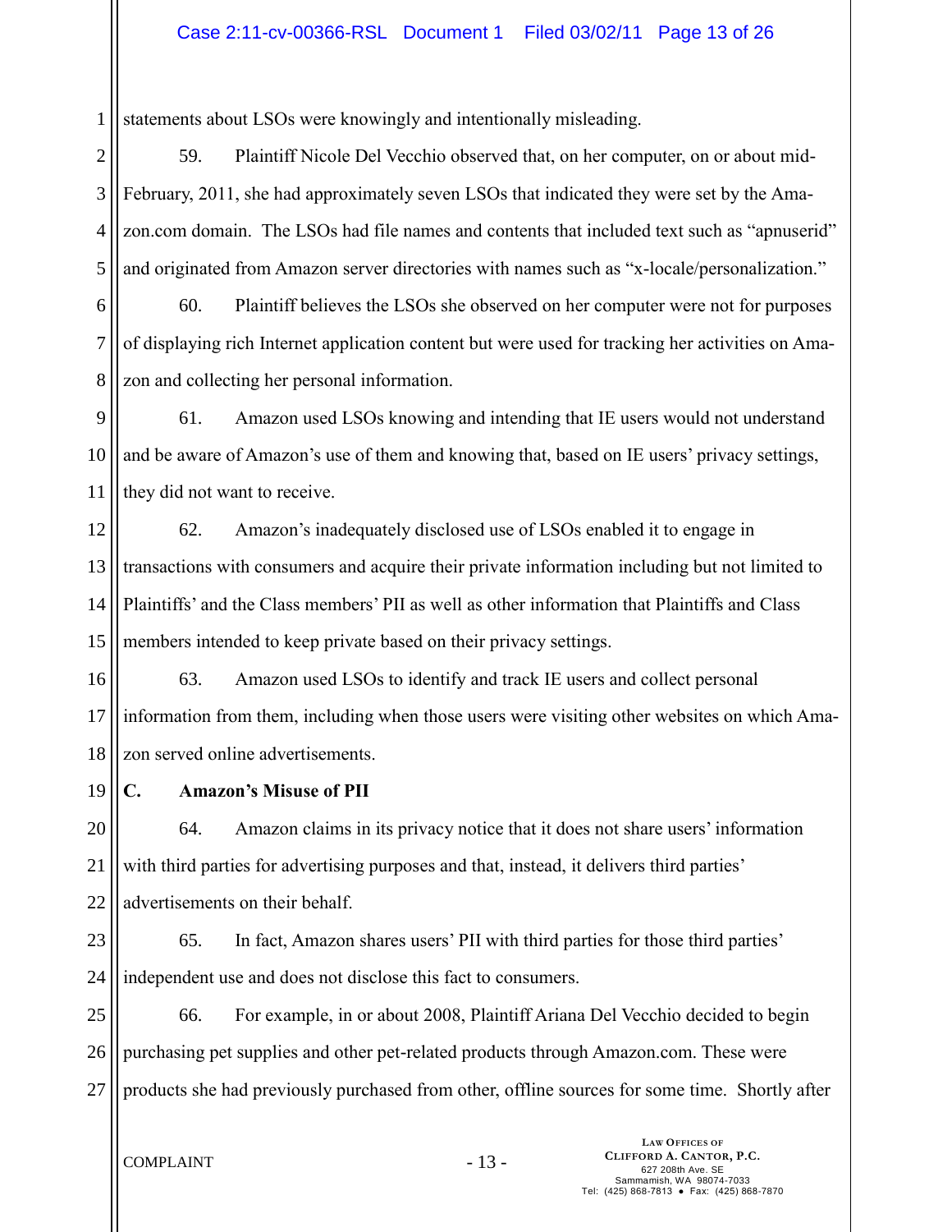statements about LSOs were knowingly and intentionally misleading.

59. Plaintiff Nicole Del Vecchio observed that, on her computer, on or about mid-February, 2011, she had approximately seven LSOs that indicated they were set by the Amazon.com domain. The LSOs had file names and contents that included text such as "apnuserid" and originated from Amazon server directories with names such as "x-locale/personalization."

60. Plaintiff believes the LSOs she observed on her computer were not for purposes of displaying rich Internet application content but were used for tracking her activities on Amazon and collecting her personal information.

61. Amazon used LSOs knowing and intending that IE users would not understand and be aware of Amazon's use of them and knowing that, based on IE users' privacy settings, they did not want to receive.

62. Amazon's inadequately disclosed use of LSOs enabled it to engage in transactions with consumers and acquire their private information including but not limited to Plaintiffs' and the Class members' PII as well as other information that Plaintiffs and Class members intended to keep private based on their privacy settings.

63. Amazon used LSOs to identify and track IE users and collect personal information from them, including when those users were visiting other websites on which Amazon served online advertisements.

**C. Amazon's Misuse of PII**

64. Amazon claims in its privacy notice that it does not share users' information with third parties for advertising purposes and that, instead, it delivers third parties' advertisements on their behalf.

65. In fact, Amazon shares users' PII with third parties for those third parties' independent use and does not disclose this fact to consumers.

66. For example, in or about 2008, Plaintiff Ariana Del Vecchio decided to begin purchasing pet supplies and other pet-related products through Amazon.com. These were products she had previously purchased from other, offline sources for some time. Shortly after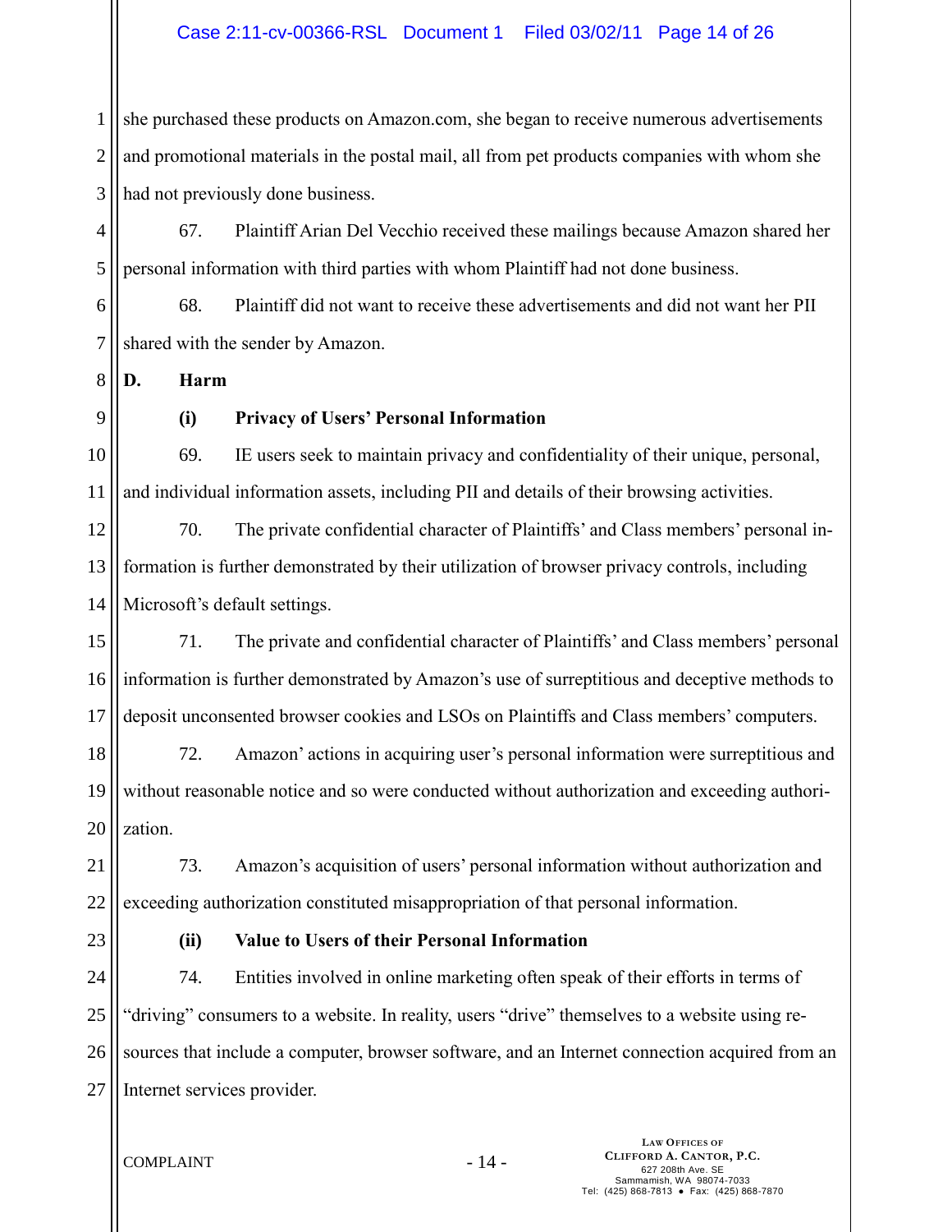she purchased these products on Amazon.com, she began to receive numerous advertisements and promotional materials in the postal mail, all from pet products companies with whom she had not previously done business.

67. Plaintiff Arian Del Vecchio received these mailings because Amazon shared her personal information with third parties with whom Plaintiff had not done business.

68. Plaintiff did not want to receive these advertisements and did not want her PII shared with the sender by Amazon.

**D. Harm**

**(i) Privacy of Users' Personal Information**

69. IE users seek to maintain privacy and confidentiality of their unique, personal, and individual information assets, including PII and details of their browsing activities.

70. The private confidential character of Plaintiffs' and Class members' personal information is further demonstrated by their utilization of browser privacy controls, including Microsoft's default settings.

71. The private and confidential character of Plaintiffs' and Class members' personal information is further demonstrated by Amazon's use of surreptitious and deceptive methods to deposit unconsented browser cookies and LSOs on Plaintiffs and Class members' computers.

72. Amazon' actions in acquiring user's personal information were surreptitious and without reasonable notice and so were conducted without authorization and exceeding authorization.

73. Amazon's acquisition of users' personal information without authorization and exceeding authorization constituted misappropriation of that personal information.

**(ii) Value to Users of their Personal Information**

74. Entities involved in online marketing often speak of their efforts in terms of "driving" consumers to a website. In reality, users "drive" themselves to a website using resources that include a computer, browser software, and an Internet connection acquired from an Internet services provider.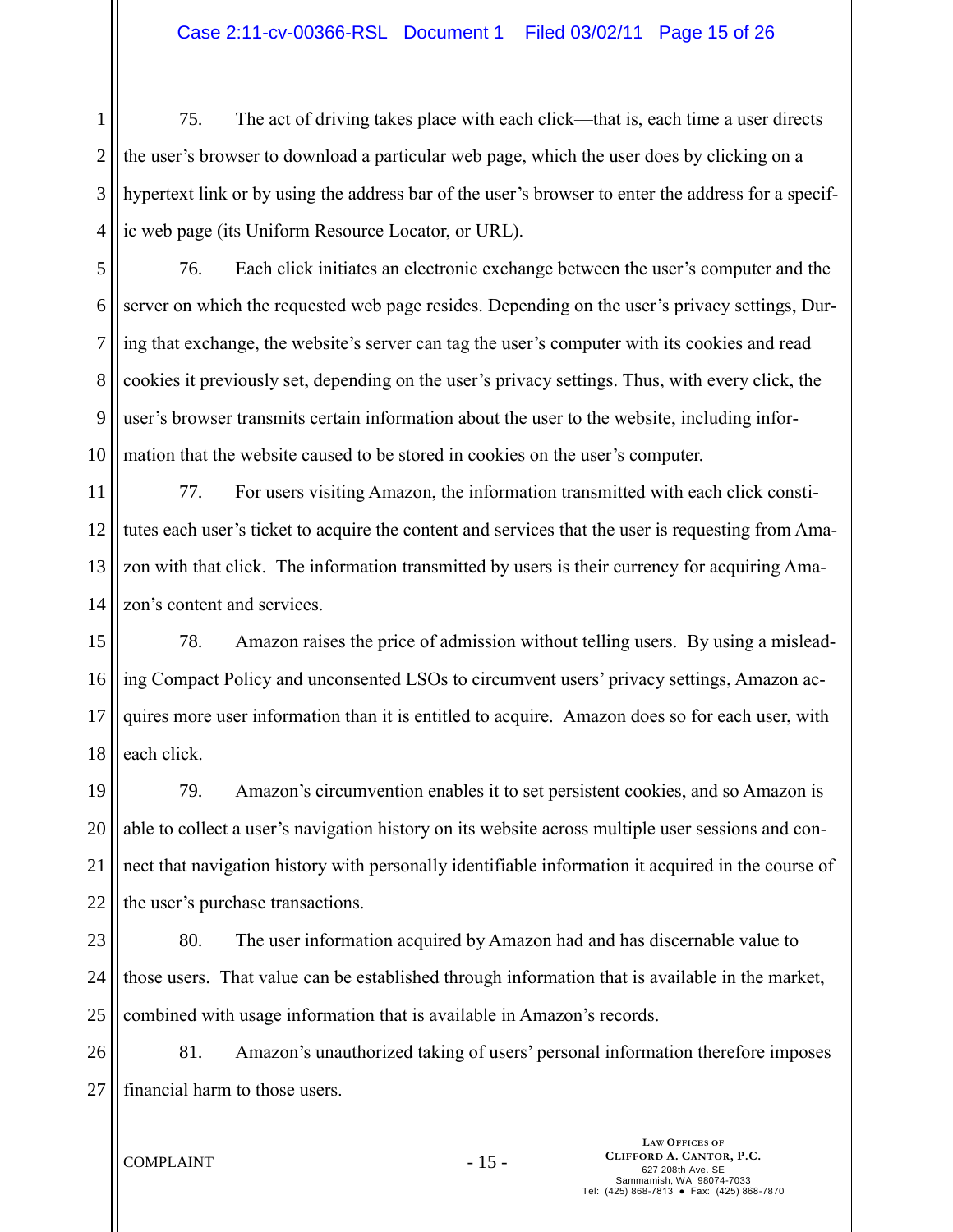75. The act of driving takes place with each click—that is, each time a user directs the user's browser to download a particular web page, which the user does by clicking on a hypertext link or by using the address bar of the user's browser to enter the address for a specific web page (its Uniform Resource Locator, or URL).

76. Each click initiates an electronic exchange between the user's computer and the server on which the requested web page resides. Depending on the user's privacy settings, During that exchange, the website's server can tag the user's computer with its cookies and read cookies it previously set, depending on the user's privacy settings. Thus, with every click, the user's browser transmits certain information about the user to the website, including information that the website caused to be stored in cookies on the user's computer.

77. For users visiting Amazon, the information transmitted with each click constitutes each user's ticket to acquire the content and services that the user is requesting from Amazon with that click. The information transmitted by users is their currency for acquiring Amazon's content and services.

78. Amazon raises the price of admission without telling users. By using a misleading Compact Policy and unconsented LSOs to circumvent users' privacy settings, Amazon acquires more user information than it is entitled to acquire. Amazon does so for each user, with each click.

79. Amazon's circumvention enables it to set persistent cookies, and so Amazon is able to collect a user's navigation history on its website across multiple user sessions and connect that navigation history with personally identifiable information it acquired in the course of the user's purchase transactions.

80. The user information acquired by Amazon had and has discernable value to those users. That value can be established through information that is available in the market, combined with usage information that is available in Amazon's records.

81. Amazon's unauthorized taking of users' personal information therefore imposes financial harm to those users.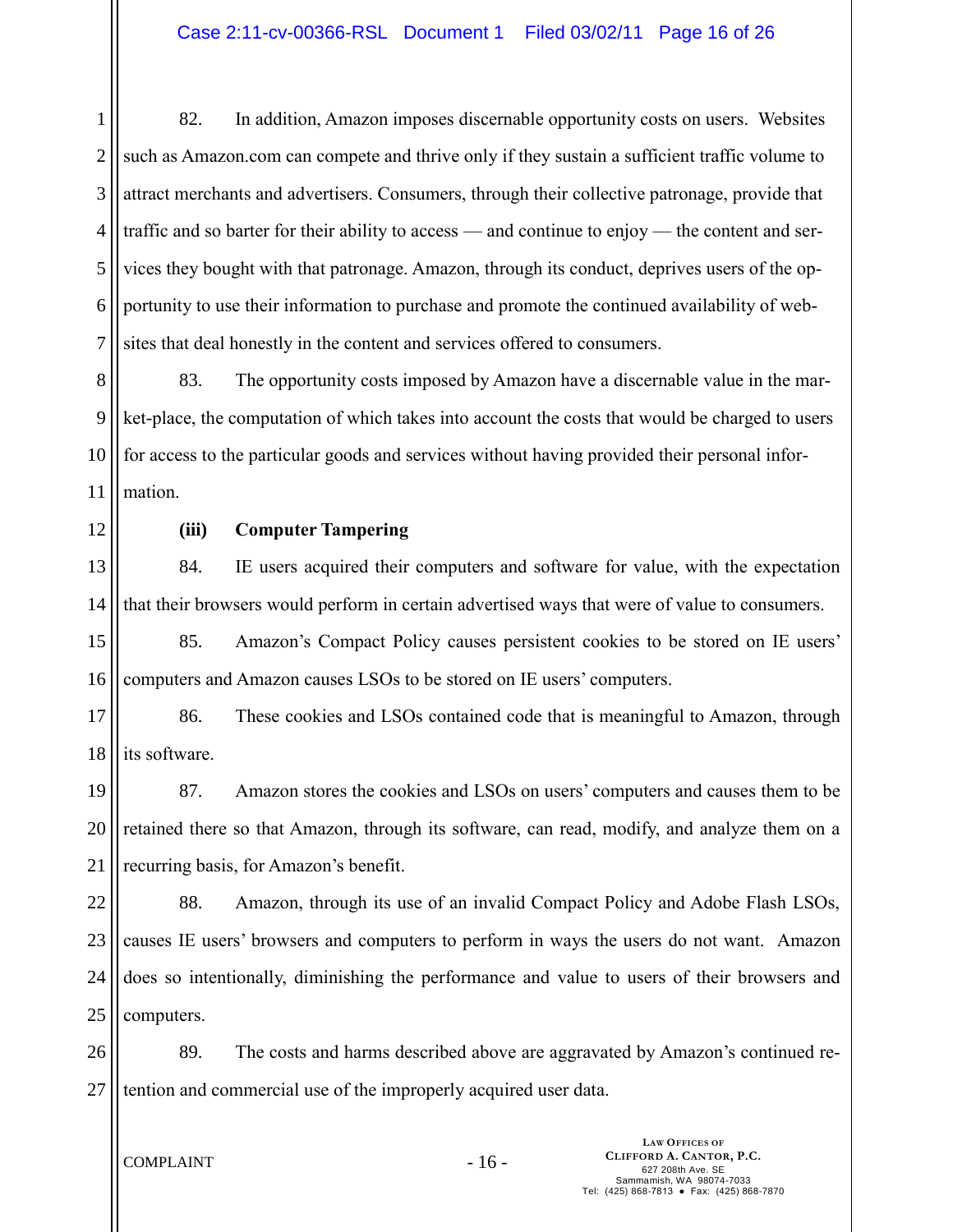82. In addition, Amazon imposes discernable opportunity costs on users. Websites such as Amazon.com can compete and thrive only if they sustain a sufficient traffic volume to attract merchants and advertisers. Consumers, through their collective patronage, provide that traffic and so barter for their ability to access — and continue to enjoy — the content and services they bought with that patronage. Amazon, through its conduct, deprives users of the opportunity to use their information to purchase and promote the continued availability of websites that deal honestly in the content and services offered to consumers.

83. The opportunity costs imposed by Amazon have a discernable value in the market-place, the computation of which takes into account the costs that would be charged to users for access to the particular goods and services without having provided their personal information.

**(iii) Computer Tampering**

84. IE users acquired their computers and software for value, with the expectation that their browsers would perform in certain advertised ways that were of value to consumers.

85. Amazon's Compact Policy causes persistent cookies to be stored on IE users' computers and Amazon causes LSOs to be stored on IE users' computers.

86. These cookies and LSOs contained code that is meaningful to Amazon, through its software.

87. Amazon stores the cookies and LSOs on users' computers and causes them to be retained there so that Amazon, through its software, can read, modify, and analyze them on a recurring basis, for Amazon's benefit.

88. Amazon, through its use of an invalid Compact Policy and Adobe Flash LSOs, causes IE users' browsers and computers to perform in ways the users do not want. Amazon does so intentionally, diminishing the performance and value to users of their browsers and computers.

89. The costs and harms described above are aggravated by Amazon's continued retention and commercial use of the improperly acquired user data.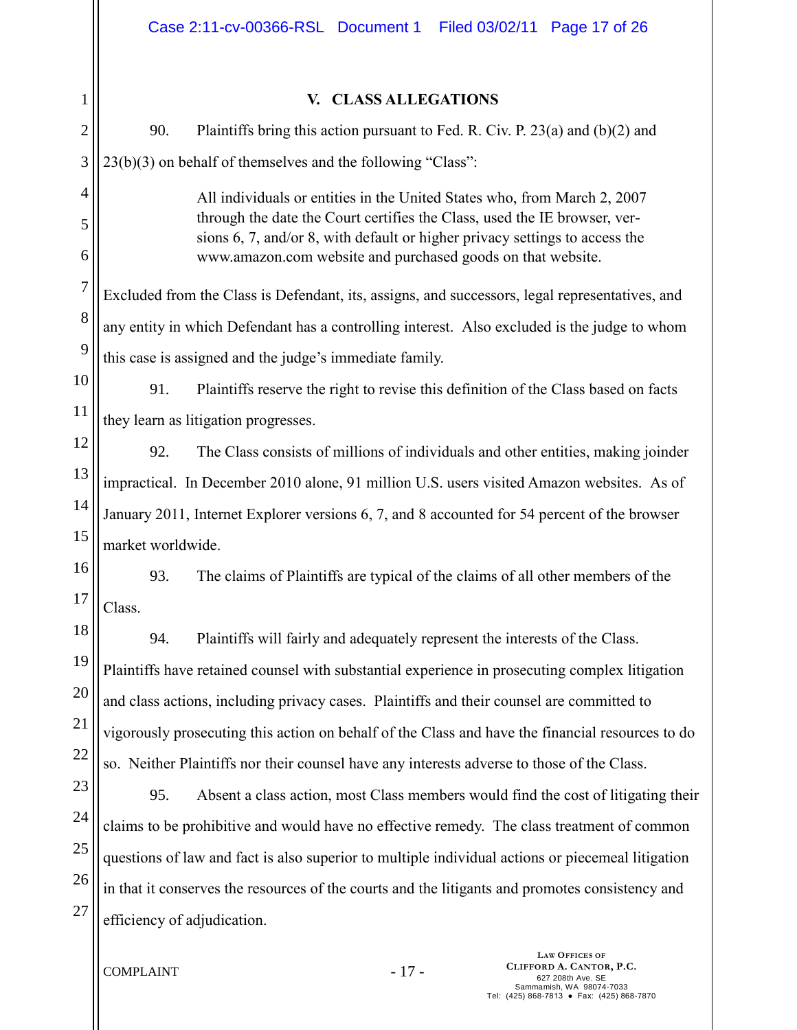## V. CLASS ALLEGATIONS

90. Plaintiffs bring this action pursuant to Fed. R. Civ. P. 23(a) and (b)(2) and 23(b)(3) on behalf of themselves and the following "Class":

> All individuals or entities in the United States who, from March 2, 2007 through the date the Court certifies the Class, used the IE browser, versions 6, 7, and/or 8, with default or higher privacy settings to access the www.amazon.com website and purchased goods on that website.

Excluded from the Class is Defendant, its, assigns, and successors, legal representatives, and any entity in which Defendant has a controlling interest. Also excluded is the judge to whom this case is assigned and the judge's immediate family.

91. Plaintiffs reserve the right to revise this definition of the Class based on facts they learn as litigation progresses.

92. The Class consists of millions of individuals and other entities, making joinder impractical. In December 2010 alone, 91 million U.S. users visited Amazon websites. As of January 2011, Internet Explorer versions 6, 7, and 8 accounted for 54 percent of the browser market worldwide.

93. The claims of Plaintiffs are typical of the claims of all other members of the Class.

94. Plaintiffs will fairly and adequately represent the interests of the Class. Plaintiffs have retained counsel with substantial experience in prosecuting complex litigation and class actions, including privacy cases. Plaintiffs and their counsel are committed to vigorously prosecuting this action on behalf of the Class and have the financial resources to do so. Neither Plaintiffs nor their counsel have any interests adverse to those of the Class.

95. Absent a class action, most Class members would find the cost of litigating their claims to be prohibitive and would have no effective remedy. The class treatment of common questions of law and fact is also superior to multiple individual actions or piecemeal litigation in that it conserves the resources of the courts and the litigants and promotes consistency and efficiency of adjudication.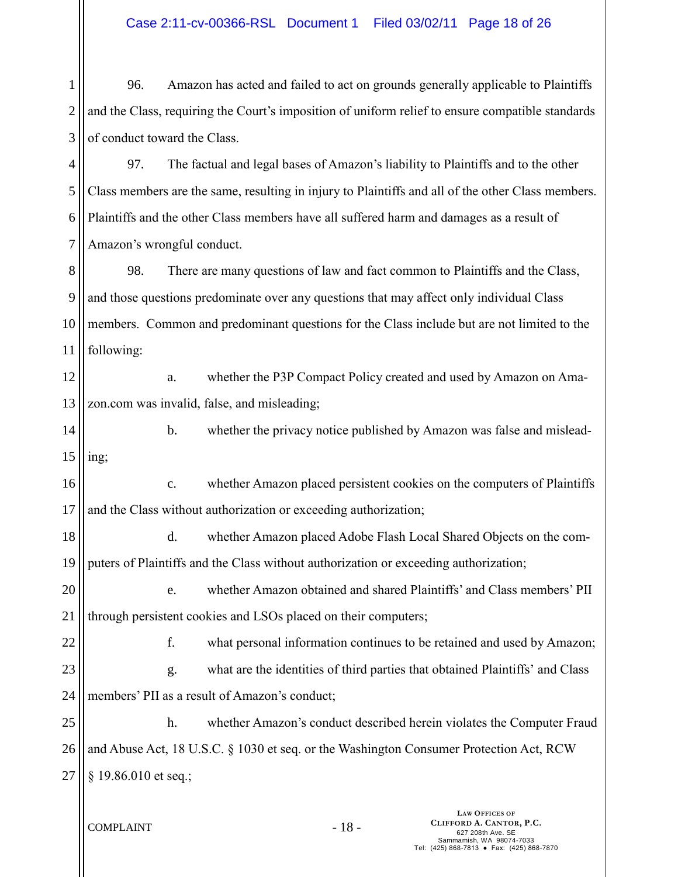96. Amazon has acted and failed to act on grounds generally applicable to Plaintiffs and the Class, requiring the Court's imposition of uniform relief to ensure compatible standards of conduct toward the Class.

97. The factual and legal bases of Amazon's liability to Plaintiffs and to the other Class members are the same, resulting in injury to Plaintiffs and all of the other Class members. Plaintiffs and the other Class members have all suffered harm and damages as a result of Amazon's wrongful conduct.

98. There are many questions of law and fact common to Plaintiffs and the Class, and those questions predominate over any questions that may affect only individual Class members. Common and predominant questions for the Class include but are not limited to the following:

a. whether the P3P Compact Policy created and used by Amazon on Amazon.com was invalid, false, and misleading;

b. whether the privacy notice published by Amazon was false and misleading;

c. whether Amazon placed persistent cookies on the computers of Plaintiffs and the Class without authorization or exceeding authorization;

d. whether Amazon placed Adobe Flash Local Shared Objects on the computers of Plaintiffs and the Class without authorization or exceeding authorization;

e. whether Amazon obtained and shared Plaintiffs' and Class members' PII through persistent cookies and LSOs placed on their computers;

f. what personal information continues to be retained and used by Amazon;

g. what are the identities of third parties that obtained Plaintiffs' and Class members' PII as a result of Amazon's conduct;

h. whether Amazon's conduct described herein violates the Computer Fraud and Abuse Act, 18 U.S.C. § 1030 et seq. or the Washington Consumer Protection Act, RCW § 19.86.010 et seq.;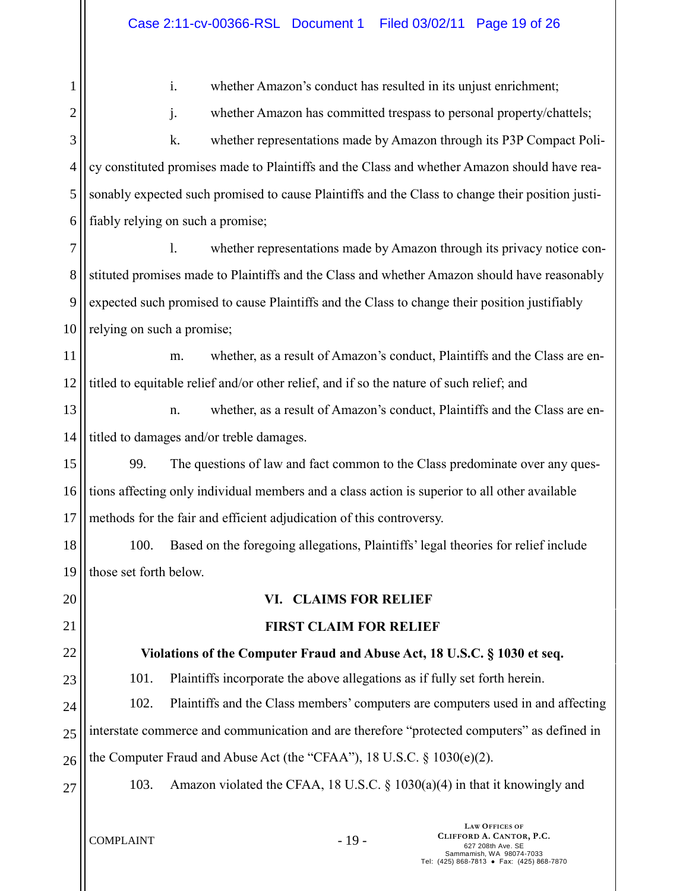i. whether Amazon's conduct has resulted in its unjust enrichment;

j. whether Amazon has committed trespass to personal property/chattels;

k. whether representations made by Amazon through its P3P Compact Policy constituted promises made to Plaintiffs and the Class and whether Amazon should have reasonably expected such promised to cause Plaintiffs and the Class to change their position justifiably relying on such a promise;

l. whether representations made by Amazon through its privacy notice constituted promises made to Plaintiffs and the Class and whether Amazon should have reasonably expected such promised to cause Plaintiffs and the Class to change their position justifiably relying on such a promise;

m. whether, as a result of Amazon's conduct, Plaintiffs and the Class are entitled to equitable relief and/or other relief, and if so the nature of such relief; and

n. whether, as a result of Amazon's conduct, Plaintiffs and the Class are entitled to damages and/or treble damages.

99. The questions of law and fact common to the Class predominate over any questions affecting only individual members and a class action is superior to all other available methods for the fair and efficient adjudication of this controversy.

100. Based on the foregoing allegations, Plaintiffs' legal theories for relief include those set forth below.

## VI. CLAIMS FOR RELIEF

### FIRST CLAIM FOR RELIEF

### Violations of the Computer Fraud and Abuse Act, 18 U.S.C. § 1030 et seq.

101. Plaintiffs incorporate the above allegations as if fully set forth herein.

102. Plaintiffs and the Class members' computers are computers used in and affecting interstate commerce and communication and are therefore "protected computers" as defined in the Computer Fraud and Abuse Act (the "CFAA"), 18 U.S.C. § 1030(e)(2).

103. Amazon violated the CFAA, 18 U.S.C. § 1030(a)(4) in that it knowingly and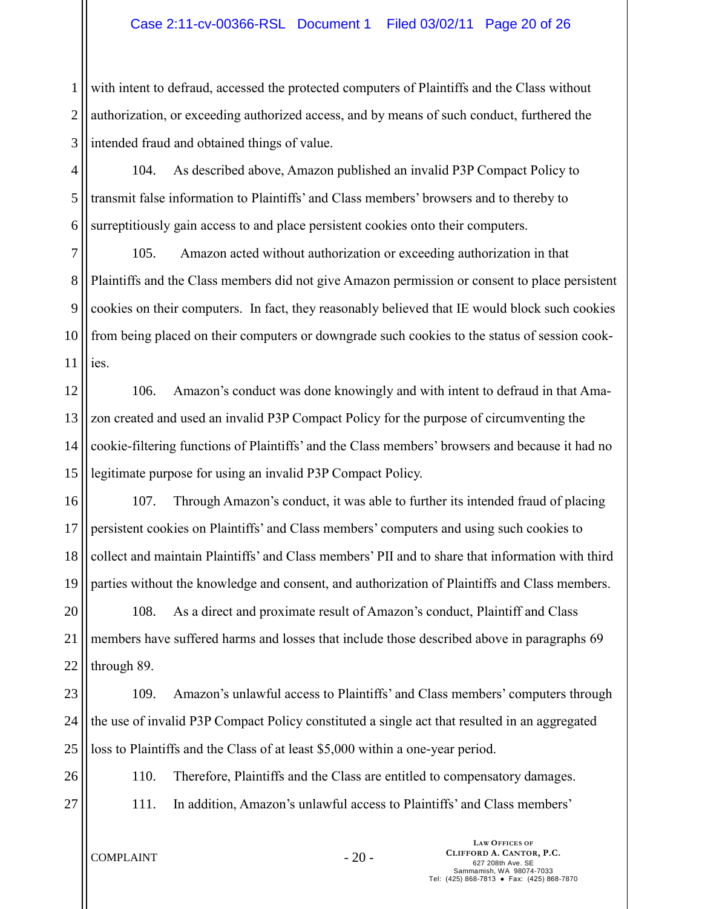with intent to defraud, accessed the protected computers of Plaintiffs and the Class without authorization, or exceeding authorized access, and by means of such conduct, furthered the intended fraud and obtained things of value.

104. As described above, Amazon published an invalid P3P Compact Policy to transmit false information to Plaintiffs' and Class members' browsers and to thereby to surreptitiously gain access to and place persistent cookies onto their computers.

105. Amazon acted without authorization or exceeding authorization in that Plaintiffs and the Class members did not give Amazon permission or consent to place persistent cookies on their computers. In fact, they reasonably believed that IE would block such cookies from being placed on their computers or downgrade such cookies to the status of session cookies.

106. Amazon's conduct was done knowingly and with intent to defraud in that Amazon created and used an invalid P3P Compact Policy for the purpose of circumventing the cookie-filtering functions of Plaintiffs' and the Class members' browsers and because it had no legitimate purpose for using an invalid P3P Compact Policy.

107. Through Amazon's conduct, it was able to further its intended fraud of placing persistent cookies on Plaintiffs' and Class members' computers and using such cookies to collect and maintain Plaintiffs' and Class members' PII and to share that information with third parties without the knowledge and consent, and authorization of Plaintiffs and Class members.

108. As a direct and proximate result of Amazon's conduct, Plaintiff and Class members have suffered harms and losses that include those described above in paragraphs 69 through 89.

109. Amazon's unlawful access to Plaintiffs' and Class members' computers through the use of invalid P3P Compact Policy constituted a single act that resulted in an aggregated loss to Plaintiffs and the Class of at least $5,000 within a one-year period.

110. Therefore, Plaintiffs and the Class are entitled to compensatory damages.

111. In addition, Amazon's unlawful access to Plaintiffs' and Class members'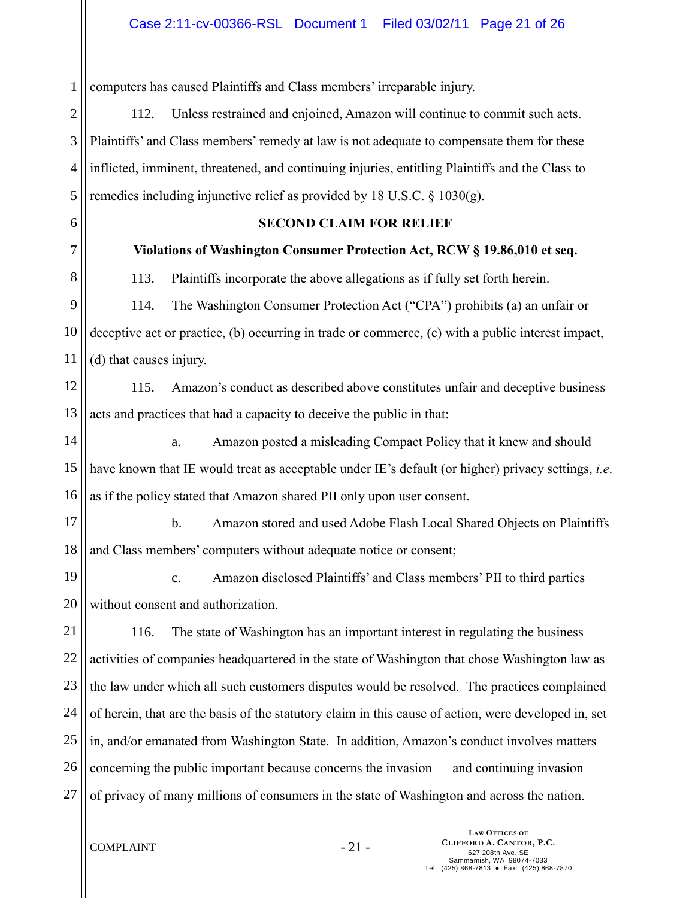computers has caused Plaintiffs and Class members' irreparable injury.

112. Unless restrained and enjoined, Amazon will continue to commit such acts. Plaintiffs' and Class members' remedy at law is not adequate to compensate them for these inflicted, imminent, threatened, and continuing injuries, entitling Plaintiffs and the Class to remedies including injunctive relief as provided by 18 U.S.C. § 1030(g).

**SECOND CLAIM FOR RELIEF**

**Violations of Washington Consumer Protection Act, RCW § 19.86,010 et seq.**

113. Plaintiffs incorporate the above allegations as if fully set forth herein.

114. The Washington Consumer Protection Act ("CPA") prohibits (a) an unfair or deceptive act or practice, (b) occurring in trade or commerce, (c) with a public interest impact, (d) that causes injury.

115. Amazon's conduct as described above constitutes unfair and deceptive business acts and practices that had a capacity to deceive the public in that:

a. Amazon posted a misleading Compact Policy that it knew and should have known that IE would treat as acceptable under IE's default (or higher) privacy settings, *i.e*. as if the policy stated that Amazon shared PII only upon user consent.

b. Amazon stored and used Adobe Flash Local Shared Objects on Plaintiffs and Class members' computers without adequate notice or consent;

c. Amazon disclosed Plaintiffs' and Class members' PII to third parties without consent and authorization.

116. The state of Washington has an important interest in regulating the business activities of companies headquartered in the state of Washington that chose Washington law as the law under which all such customers disputes would be resolved. The practices complained of herein, that are the basis of the statutory claim in this cause of action, were developed in, set in, and/or emanated from Washington State. In addition, Amazon's conduct involves matters concerning the public important because concerns the invasion — and continuing invasion — of privacy of many millions of consumers in the state of Washington and across the nation.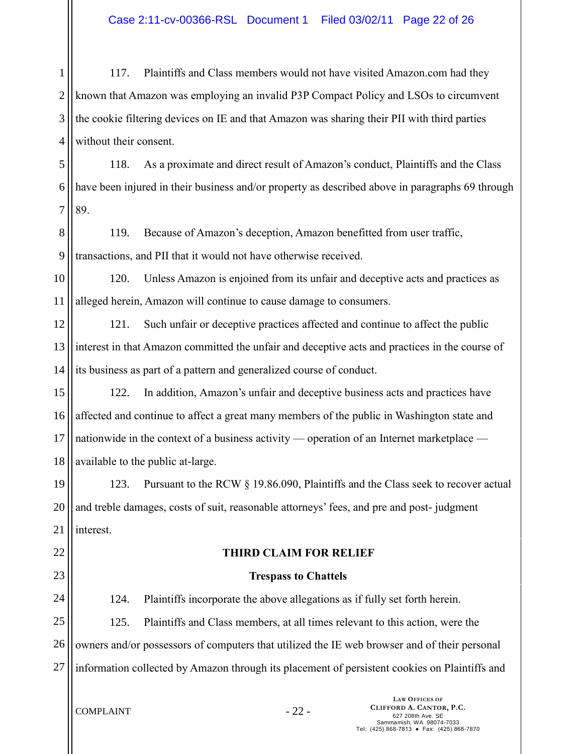117. Plaintiffs and Class members would not have visited Amazon.com had they known that Amazon was employing an invalid P3P Compact Policy and LSOs to circumvent the cookie filtering devices on IE and that Amazon was sharing their PII with third parties without their consent.

118. As a proximate and direct result of Amazon's conduct, Plaintiffs and the Class have been injured in their business and/or property as described above in paragraphs 69 through 89.

119. Because of Amazon's deception, Amazon benefitted from user traffic, transactions, and PII that it would not have otherwise received.

120. Unless Amazon is enjoined from its unfair and deceptive acts and practices as alleged herein, Amazon will continue to cause damage to consumers.

121. Such unfair or deceptive practices affected and continue to affect the public interest in that Amazon committed the unfair and deceptive acts and practices in the course of its business as part of a pattern and generalized course of conduct.

122. In addition, Amazon's unfair and deceptive business acts and practices have affected and continue to affect a great many members of the public in Washington state and nationwide in the context of a business activity — operation of an Internet marketplace — available to the public at-large.

123. Pursuant to the RCW § 19.86.090, Plaintiffs and the Class seek to recover actual and treble damages, costs of suit, reasonable attorneys' fees, and pre and post- judgment interest.

**THIRD CLAIM FOR RELIEF**

**Trespass to Chattels**

124. Plaintiffs incorporate the above allegations as if fully set forth herein.

125. Plaintiffs and Class members, at all times relevant to this action, were the owners and/or possessors of computers that utilized the IE web browser and of their personal information collected by Amazon through its placement of persistent cookies on Plaintiffs and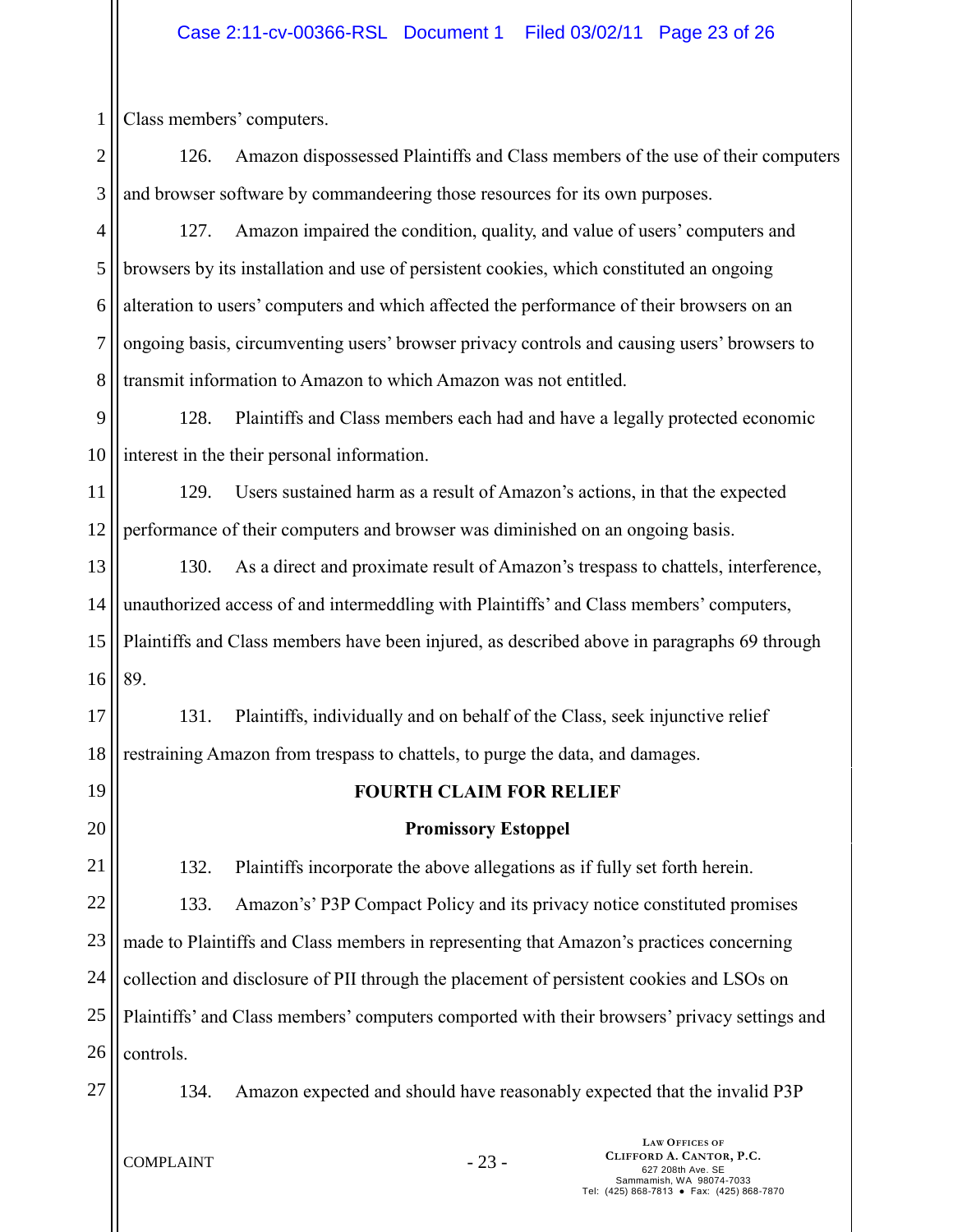Class members' computers.

126. Amazon dispossessed Plaintiffs and Class members of the use of their computers and browser software by commandeering those resources for its own purposes.

127. Amazon impaired the condition, quality, and value of users' computers and browsers by its installation and use of persistent cookies, which constituted an ongoing alteration to users' computers and which affected the performance of their browsers on an ongoing basis, circumventing users' browser privacy controls and causing users' browsers to transmit information to Amazon to which Amazon was not entitled.

128. Plaintiffs and Class members each had and have a legally protected economic interest in the their personal information.

129. Users sustained harm as a result of Amazon's actions, in that the expected performance of their computers and browser was diminished on an ongoing basis.

130. As a direct and proximate result of Amazon's trespass to chattels, interference, unauthorized access of and intermeddling with Plaintiffs' and Class members' computers, Plaintiffs and Class members have been injured, as described above in paragraphs 69 through 89.

131. Plaintiffs, individually and on behalf of the Class, seek injunctive relief restraining Amazon from trespass to chattels, to purge the data, and damages.

**FOURTH CLAIM FOR RELIEF**

**Promissory Estoppel**

132. Plaintiffs incorporate the above allegations as if fully set forth herein.

133. Amazon's' P3P Compact Policy and its privacy notice constituted promises made to Plaintiffs and Class members in representing that Amazon's practices concerning collection and disclosure of PII through the placement of persistent cookies and LSOs on Plaintiffs' and Class members' computers comported with their browsers' privacy settings and controls.

134. Amazon expected and should have reasonably expected that the invalid P3P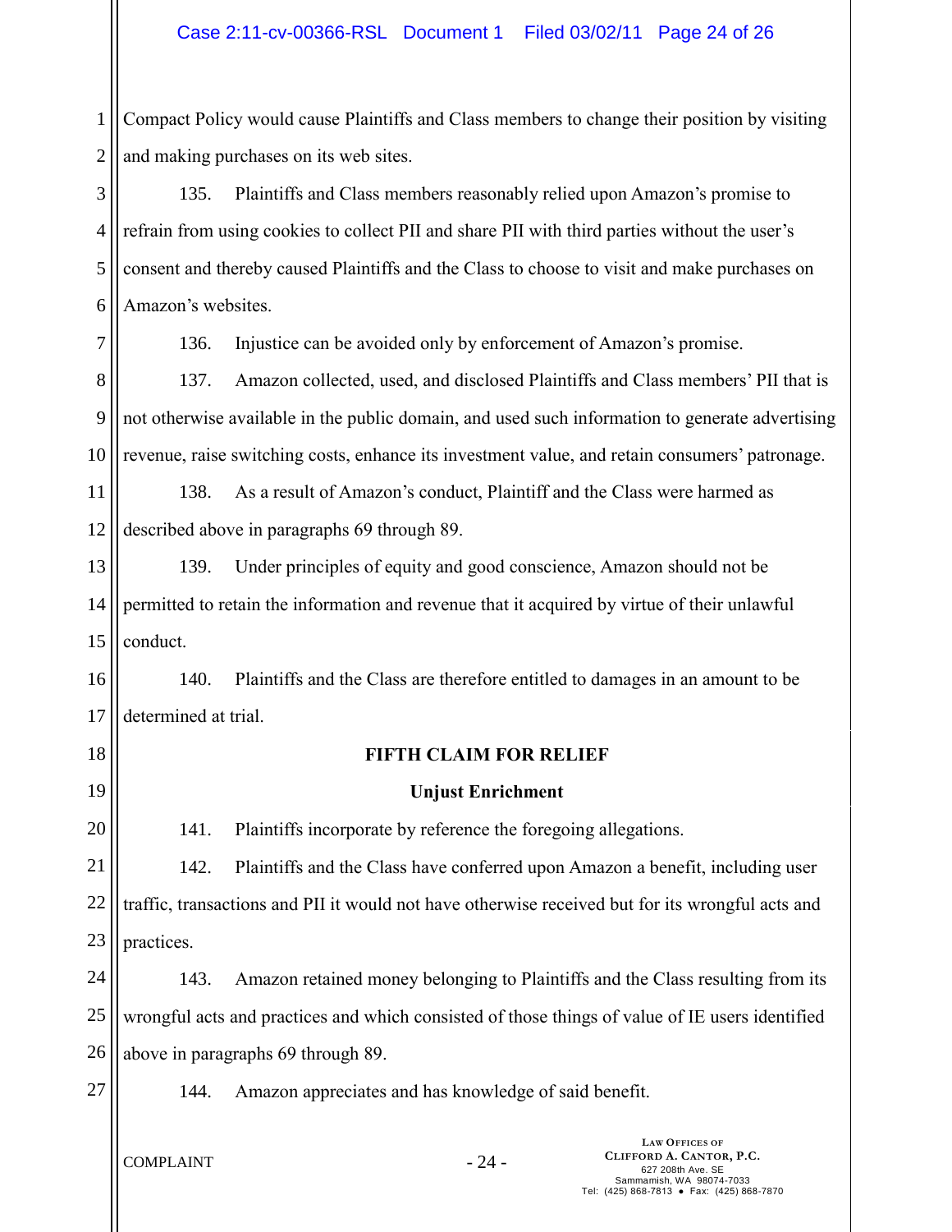Compact Policy would cause Plaintiffs and Class members to change their position by visiting and making purchases on its web sites.

135. Plaintiffs and Class members reasonably relied upon Amazon's promise to refrain from using cookies to collect PII and share PII with third parties without the user's consent and thereby caused Plaintiffs and the Class to choose to visit and make purchases on Amazon's websites.

136. Injustice can be avoided only by enforcement of Amazon's promise.

137. Amazon collected, used, and disclosed Plaintiffs and Class members' PII that is not otherwise available in the public domain, and used such information to generate advertising revenue, raise switching costs, enhance its investment value, and retain consumers' patronage.

138. As a result of Amazon's conduct, Plaintiff and the Class were harmed as described above in paragraphs 69 through 89.

139. Under principles of equity and good conscience, Amazon should not be permitted to retain the information and revenue that it acquired by virtue of their unlawful conduct.

140. Plaintiffs and the Class are therefore entitled to damages in an amount to be determined at trial.

**FIFTH CLAIM FOR RELIEF**

**Unjust Enrichment**

141. Plaintiffs incorporate by reference the foregoing allegations.

142. Plaintiffs and the Class have conferred upon Amazon a benefit, including user traffic, transactions and PII it would not have otherwise received but for its wrongful acts and practices.

143. Amazon retained money belonging to Plaintiffs and the Class resulting from its wrongful acts and practices and which consisted of those things of value of IE users identified above in paragraphs 69 through 89.

144. Amazon appreciates and has knowledge of said benefit.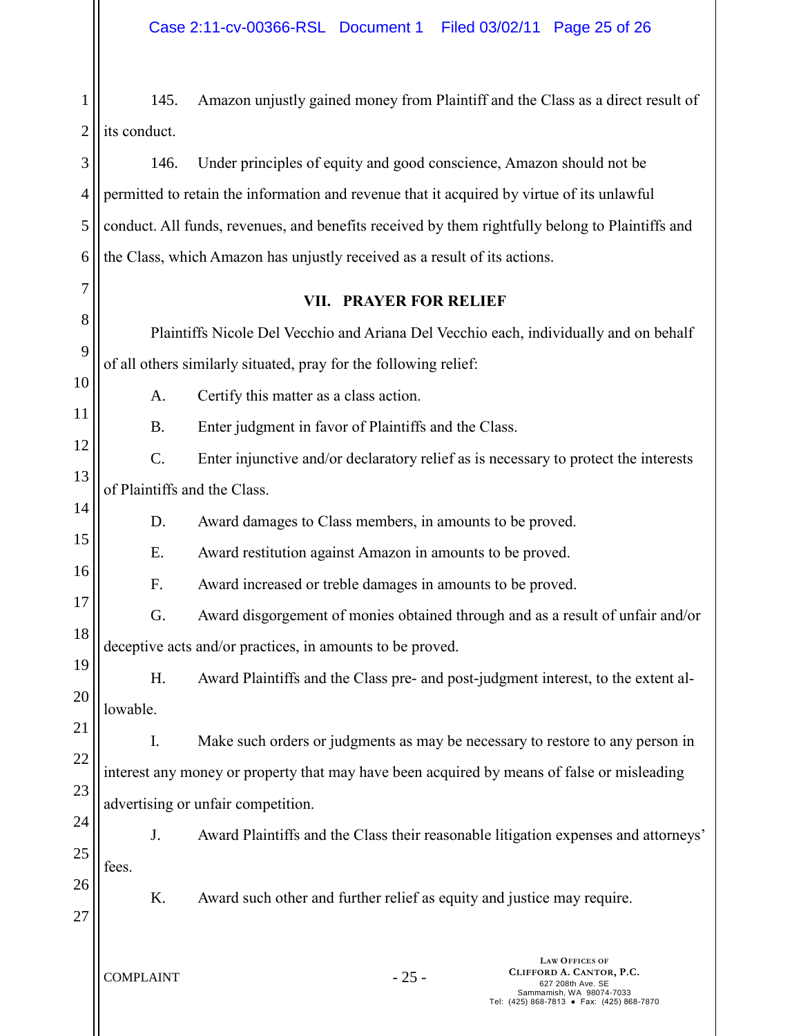145. Amazon unjustly gained money from Plaintiff and the Class as a direct result of its conduct.

146. Under principles of equity and good conscience, Amazon should not be permitted to retain the information and revenue that it acquired by virtue of its unlawful conduct. All funds, revenues, and benefits received by them rightfully belong to Plaintiffs and the Class, which Amazon has unjustly received as a result of its actions.

## VII. PRAYER FOR RELIEF

Plaintiffs Nicole Del Vecchio and Ariana Del Vecchio each, individually and on behalf of all others similarly situated, pray for the following relief:

A. Certify this matter as a class action.

B. Enter judgment in favor of Plaintiffs and the Class.

C. Enter injunctive and/or declaratory relief as is necessary to protect the interests of Plaintiffs and the Class.

D. Award damages to Class members, in amounts to be proved.

E. Award restitution against Amazon in amounts to be proved.

F. Award increased or treble damages in amounts to be proved.

G. Award disgorgement of monies obtained through and as a result of unfair and/or deceptive acts and/or practices, in amounts to be proved.

H. Award Plaintiffs and the Class pre- and post-judgment interest, to the extent allowable.

I. Make such orders or judgments as may be necessary to restore to any person in interest any money or property that may have been acquired by means of false or misleading advertising or unfair competition.

J. Award Plaintiffs and the Class their reasonable litigation expenses and attorneys' fees.

K. Award such other and further relief as equity and justice may require.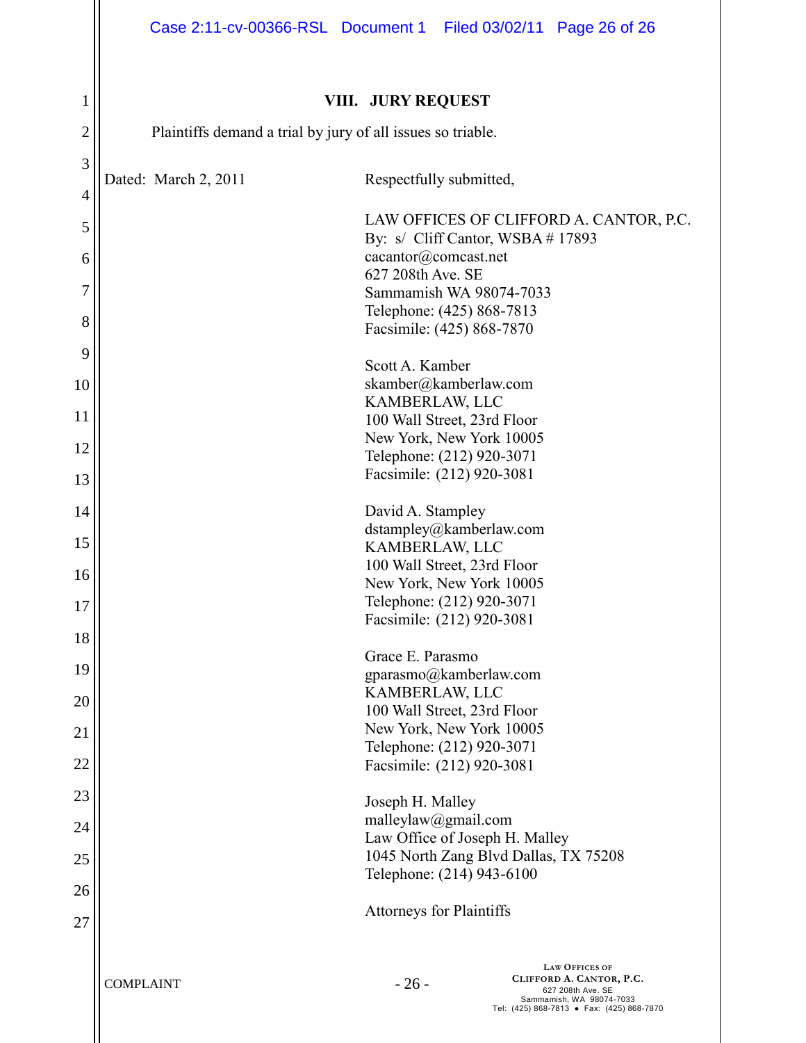## VIII. JURY REQUEST

Plaintiffs demand a trial by jury of all issues so triable.

Dated: March 2, 2011

Respectfully submitted,

LAW OFFICES OF CLIFFORD A. CANTOR, P.C.
By: s/ Cliff Cantor, WSBA # 17893
cacantor@comcast.net
627 208th Ave. SE
Sammamish WA 98074-7033
Telephone: (425) 868-7813
Facsimile: (425) 868-7870

Scott A. Kamber
skamber@kamberlaw.com
KAMBERLAW, LLC
100 Wall Street, 23rd Floor
New York, New York 10005
Telephone: (212) 920-3071
Facsimile: (212) 920-3081

David A. Stampley
dstampley@kamberlaw.com
KAMBERLAW, LLC
100 Wall Street, 23rd Floor
New York, New York 10005
Telephone: (212) 920-3071
Facsimile: (212) 920-3081

Grace E. Parasmo
gparasmo@kamberlaw.com
KAMBERLAW, LLC
100 Wall Street, 23rd Floor
New York, New York 10005
Telephone: (212) 920-3071
Facsimile: (212) 920-3081

Joseph H. Malley
malleylaw@gmail.com
Law Office of Joseph H. Malley
1045 North Zang Blvd Dallas, TX 75208
Telephone: (214) 943-6100

Attorneys for Plaintiffs